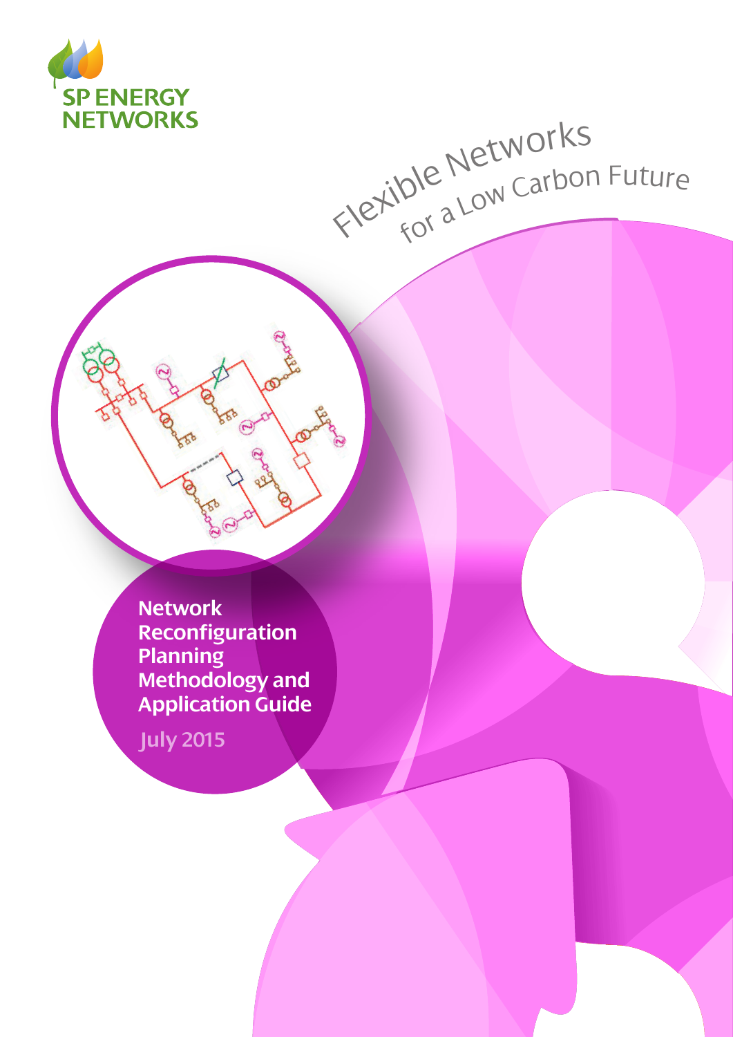SP ENERGY NETWORKS

Flexible Networks for a Low Carbon Future

# Network Reconfiguration Planning Methodology and Application Guide

July 2015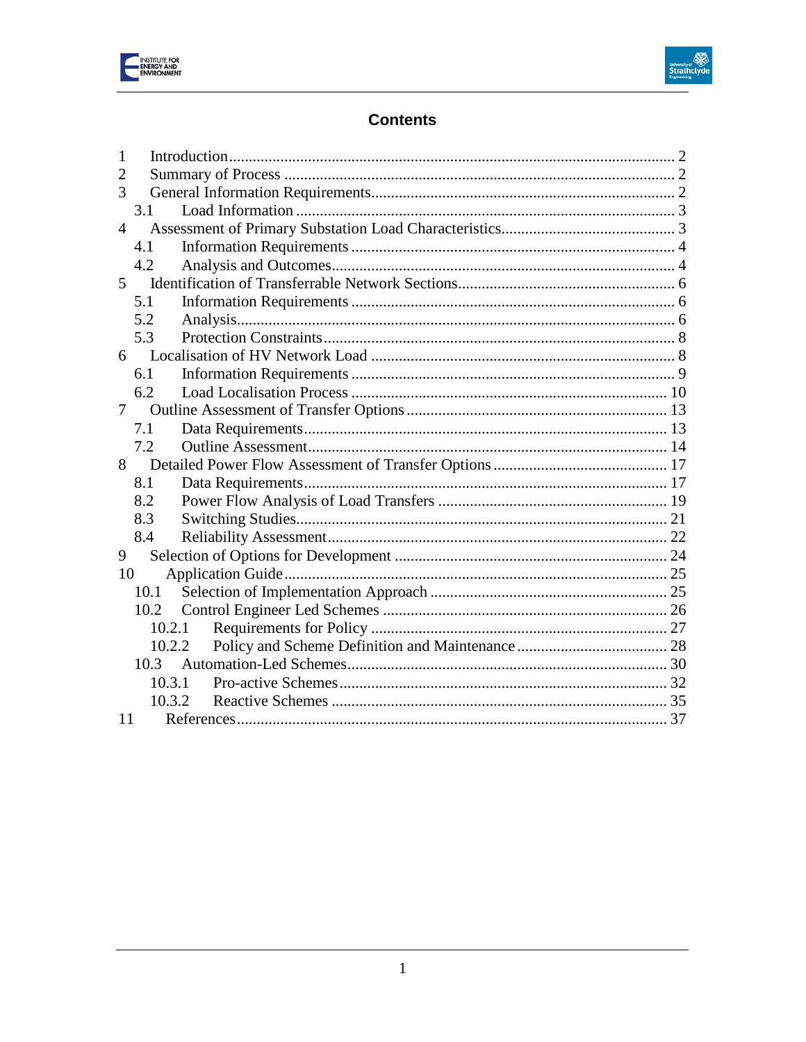## Contents

1 Introduction .......... 2
2 Summary of Process .......... 2
3 General Information Requirements .......... 2
  3.1 Load Information .......... 3
4 Assessment of Primary Substation Load Characteristics .......... 3
  4.1 Information Requirements .......... 4
  4.2 Analysis and Outcomes .......... 4
5 Identification of Transferrable Network Sections .......... 6
  5.1 Information Requirements .......... 6
  5.2 Analysis .......... 6
  5.3 Protection Constraints .......... 8
6 Localisation of HV Network Load .......... 8
  6.1 Information Requirements .......... 9
  6.2 Load Localisation Process .......... 10
7 Outline Assessment of Transfer Options .......... 13
  7.1 Data Requirements .......... 13
  7.2 Outline Assessment .......... 14
8 Detailed Power Flow Assessment of Transfer Options .......... 17
  8.1 Data Requirements .......... 17
  8.2 Power Flow Analysis of Load Transfers .......... 19
  8.3 Switching Studies .......... 21
  8.4 Reliability Assessment .......... 22
9 Selection of Options for Development .......... 24
10 Application Guide .......... 25
  10.1 Selection of Implementation Approach .......... 25
  10.2 Control Engineer Led Schemes .......... 26
    10.2.1 Requirements for Policy .......... 27
    10.2.2 Policy and Scheme Definition and Maintenance .......... 28
  10.3 Automation-Led Schemes .......... 30
    10.3.1 Pro-active Schemes .......... 32
    10.3.2 Reactive Schemes .......... 35
11 References .......... 37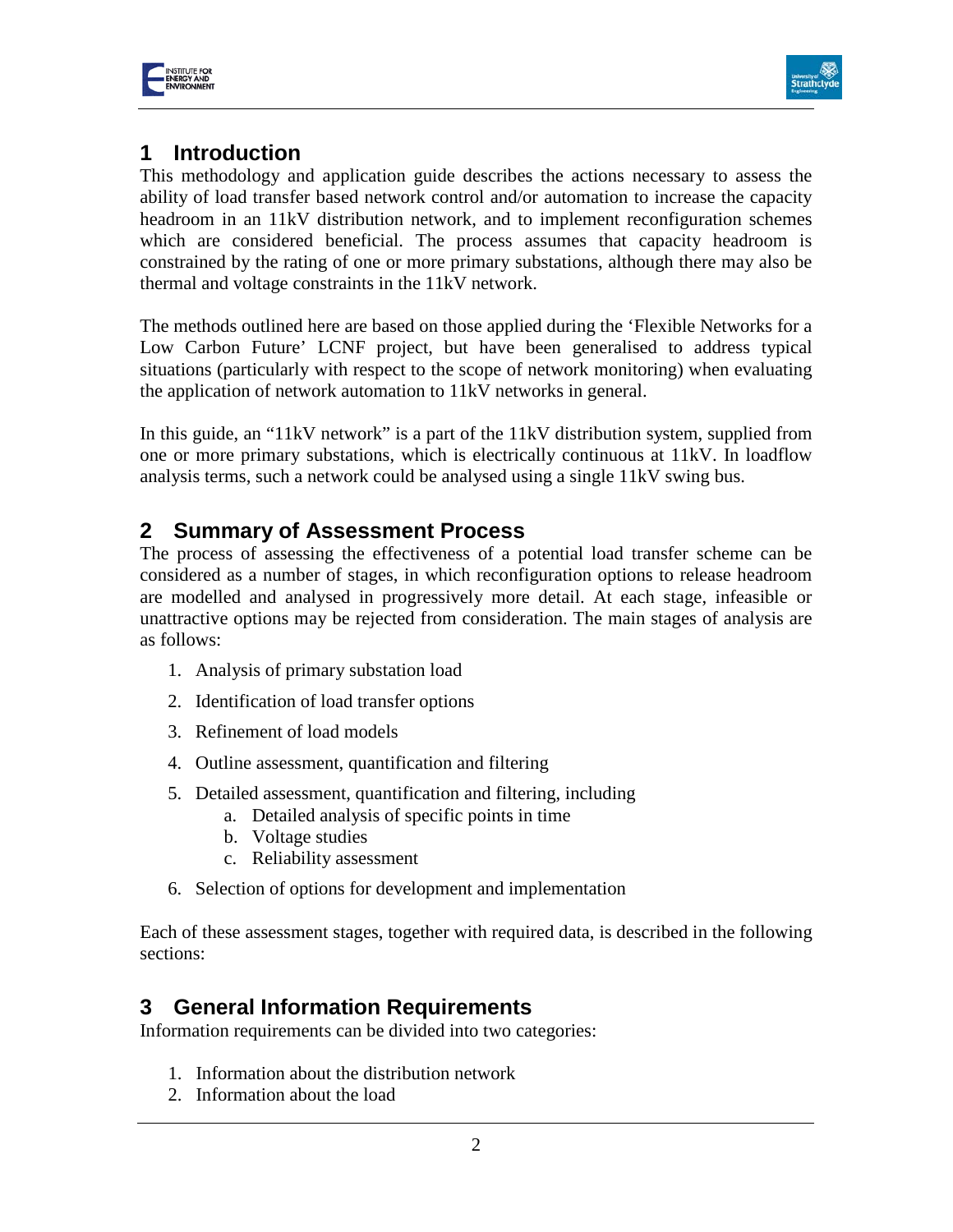# 1 Introduction

This methodology and application guide describes the actions necessary to assess the ability of load transfer based network control and/or automation to increase the capacity headroom in an 11kV distribution network, and to implement reconfiguration schemes which are considered beneficial. The process assumes that capacity headroom is constrained by the rating of one or more primary substations, although there may also be thermal and voltage constraints in the 11kV network.

The methods outlined here are based on those applied during the 'Flexible Networks for a Low Carbon Future' LCNF project, but have been generalised to address typical situations (particularly with respect to the scope of network monitoring) when evaluating the application of network automation to 11kV networks in general.

In this guide, an "11kV network" is a part of the 11kV distribution system, supplied from one or more primary substations, which is electrically continuous at 11kV. In loadflow analysis terms, such a network could be analysed using a single 11kV swing bus.

# 2 Summary of Assessment Process

The process of assessing the effectiveness of a potential load transfer scheme can be considered as a number of stages, in which reconfiguration options to release headroom are modelled and analysed in progressively more detail. At each stage, infeasible or unattractive options may be rejected from consideration. The main stages of analysis are as follows:

1. Analysis of primary substation load
2. Identification of load transfer options
3. Refinement of load models
4. Outline assessment, quantification and filtering
5. Detailed assessment, quantification and filtering, including
    a. Detailed analysis of specific points in time
    b. Voltage studies
    c. Reliability assessment
6. Selection of options for development and implementation

Each of these assessment stages, together with required data, is described in the following sections:

# 3 General Information Requirements

Information requirements can be divided into two categories:

1. Information about the distribution network
2. Information about the load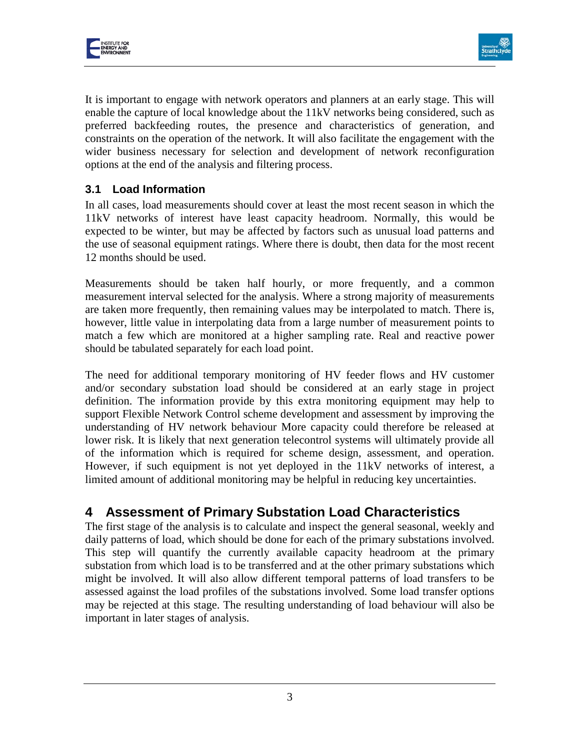It is important to engage with network operators and planners at an early stage. This will enable the capture of local knowledge about the 11kV networks being considered, such as preferred backfeeding routes, the presence and characteristics of generation, and constraints on the operation of the network. It will also facilitate the engagement with the wider business necessary for selection and development of network reconfiguration options at the end of the analysis and filtering process.

### 3.1 Load Information

In all cases, load measurements should cover at least the most recent season in which the 11kV networks of interest have least capacity headroom. Normally, this would be expected to be winter, but may be affected by factors such as unusual load patterns and the use of seasonal equipment ratings. Where there is doubt, then data for the most recent 12 months should be used.

Measurements should be taken half hourly, or more frequently, and a common measurement interval selected for the analysis. Where a strong majority of measurements are taken more frequently, then remaining values may be interpolated to match. There is, however, little value in interpolating data from a large number of measurement points to match a few which are monitored at a higher sampling rate. Real and reactive power should be tabulated separately for each load point.

The need for additional temporary monitoring of HV feeder flows and HV customer and/or secondary substation load should be considered at an early stage in project definition. The information provide by this extra monitoring equipment may help to support Flexible Network Control scheme development and assessment by improving the understanding of HV network behaviour More capacity could therefore be released at lower risk. It is likely that next generation telecontrol systems will ultimately provide all of the information which is required for scheme design, assessment, and operation. However, if such equipment is not yet deployed in the 11kV networks of interest, a limited amount of additional monitoring may be helpful in reducing key uncertainties.

## 4 Assessment of Primary Substation Load Characteristics

The first stage of the analysis is to calculate and inspect the general seasonal, weekly and daily patterns of load, which should be done for each of the primary substations involved. This step will quantify the currently available capacity headroom at the primary substation from which load is to be transferred and at the other primary substations which might be involved. It will also allow different temporal patterns of load transfers to be assessed against the load profiles of the substations involved. Some load transfer options may be rejected at this stage. The resulting understanding of load behaviour will also be important in later stages of analysis.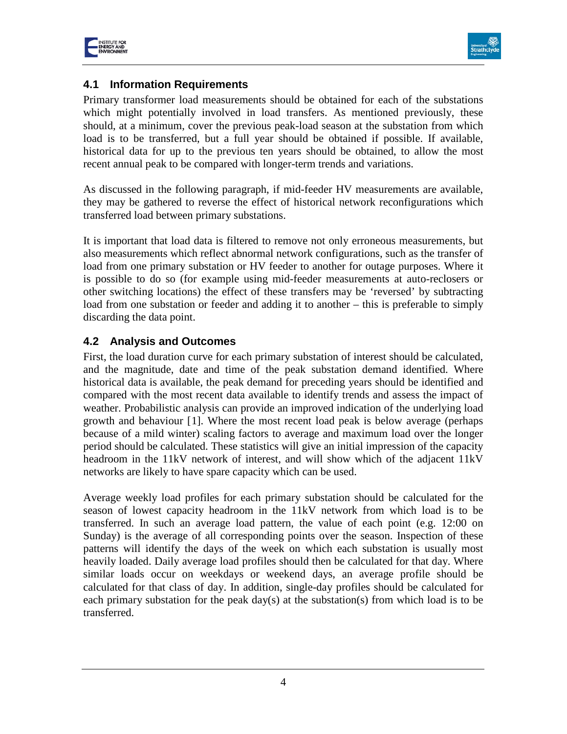## 4.1 Information Requirements

Primary transformer load measurements should be obtained for each of the substations which might potentially involved in load transfers. As mentioned previously, these should, at a minimum, cover the previous peak-load season at the substation from which load is to be transferred, but a full year should be obtained if possible. If available, historical data for up to the previous ten years should be obtained, to allow the most recent annual peak to be compared with longer-term trends and variations.

As discussed in the following paragraph, if mid-feeder HV measurements are available, they may be gathered to reverse the effect of historical network reconfigurations which transferred load between primary substations.

It is important that load data is filtered to remove not only erroneous measurements, but also measurements which reflect abnormal network configurations, such as the transfer of load from one primary substation or HV feeder to another for outage purposes. Where it is possible to do so (for example using mid-feeder measurements at auto-reclosers or other switching locations) the effect of these transfers may be 'reversed' by subtracting load from one substation or feeder and adding it to another – this is preferable to simply discarding the data point.

## 4.2 Analysis and Outcomes

First, the load duration curve for each primary substation of interest should be calculated, and the magnitude, date and time of the peak substation demand identified. Where historical data is available, the peak demand for preceding years should be identified and compared with the most recent data available to identify trends and assess the impact of weather. Probabilistic analysis can provide an improved indication of the underlying load growth and behaviour [1]. Where the most recent load peak is below average (perhaps because of a mild winter) scaling factors to average and maximum load over the longer period should be calculated. These statistics will give an initial impression of the capacity headroom in the 11kV network of interest, and will show which of the adjacent 11kV networks are likely to have spare capacity which can be used.

Average weekly load profiles for each primary substation should be calculated for the season of lowest capacity headroom in the 11kV network from which load is to be transferred. In such an average load pattern, the value of each point (e.g. 12:00 on Sunday) is the average of all corresponding points over the season. Inspection of these patterns will identify the days of the week on which each substation is usually most heavily loaded. Daily average load profiles should then be calculated for that day. Where similar loads occur on weekdays or weekend days, an average profile should be calculated for that class of day. In addition, single-day profiles should be calculated for each primary substation for the peak day(s) at the substation(s) from which load is to be transferred.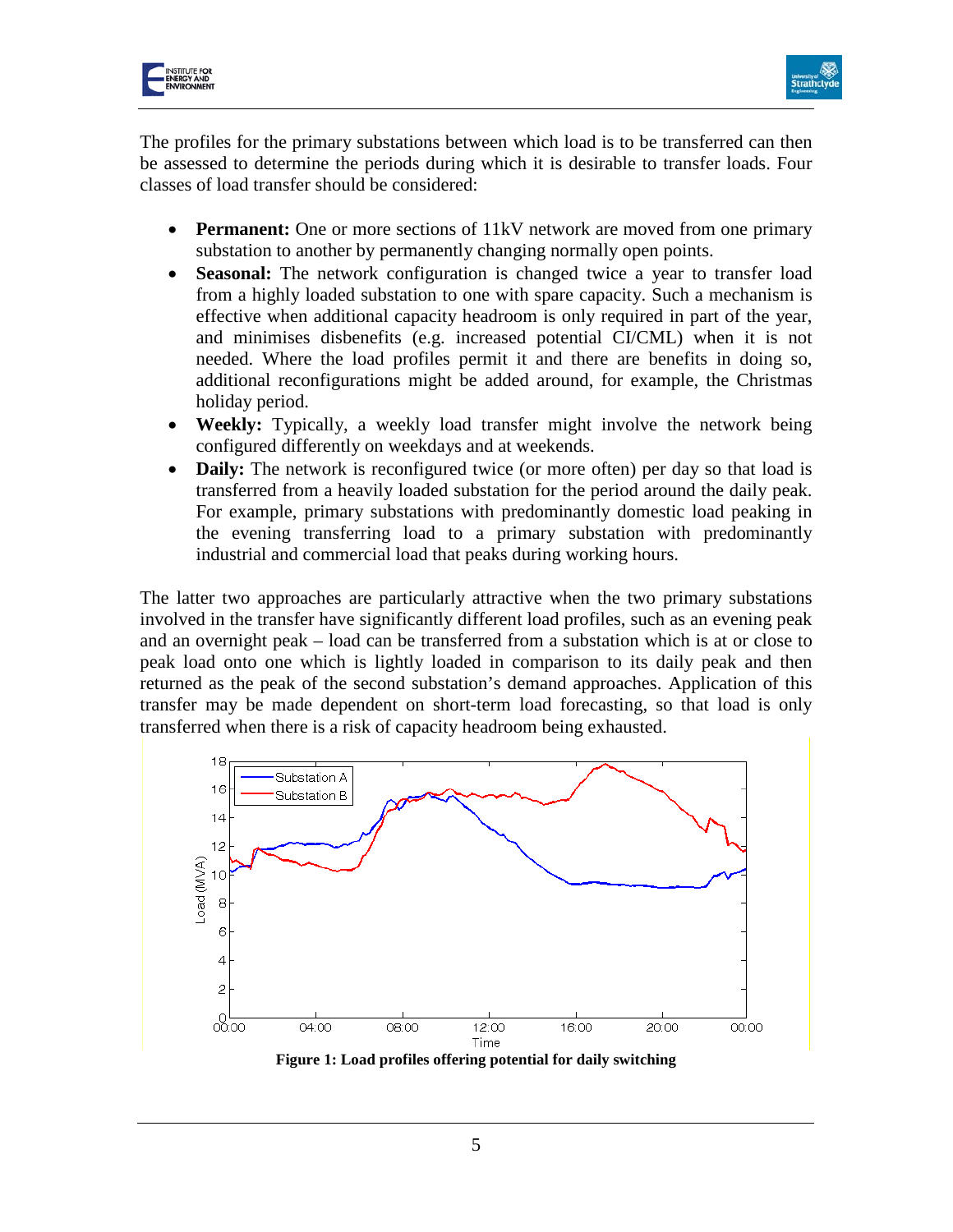The profiles for the primary substations between which load is to be transferred can then be assessed to determine the periods during which it is desirable to transfer loads. Four classes of load transfer should be considered:

- **Permanent:** One or more sections of 11kV network are moved from one primary substation to another by permanently changing normally open points.
- **Seasonal:** The network configuration is changed twice a year to transfer load from a highly loaded substation to one with spare capacity. Such a mechanism is effective when additional capacity headroom is only required in part of the year, and minimises disbenefits (e.g. increased potential CI/CML) when it is not needed. Where the load profiles permit it and there are benefits in doing so, additional reconfigurations might be added around, for example, the Christmas holiday period.
- **Weekly:** Typically, a weekly load transfer might involve the network being configured differently on weekdays and at weekends.
- **Daily:** The network is reconfigured twice (or more often) per day so that load is transferred from a heavily loaded substation for the period around the daily peak. For example, primary substations with predominantly domestic load peaking in the evening transferring load to a primary substation with predominantly industrial and commercial load that peaks during working hours.

The latter two approaches are particularly attractive when the two primary substations involved in the transfer have significantly different load profiles, such as an evening peak and an overnight peak – load can be transferred from a substation which is at or close to peak load onto one which is lightly loaded in comparison to its daily peak and then returned as the peak of the second substation's demand approaches. Application of this transfer may be made dependent on short-term load forecasting, so that load is only transferred when there is a risk of capacity headroom being exhausted.

**Figure 1: Load profiles offering potential for daily switching**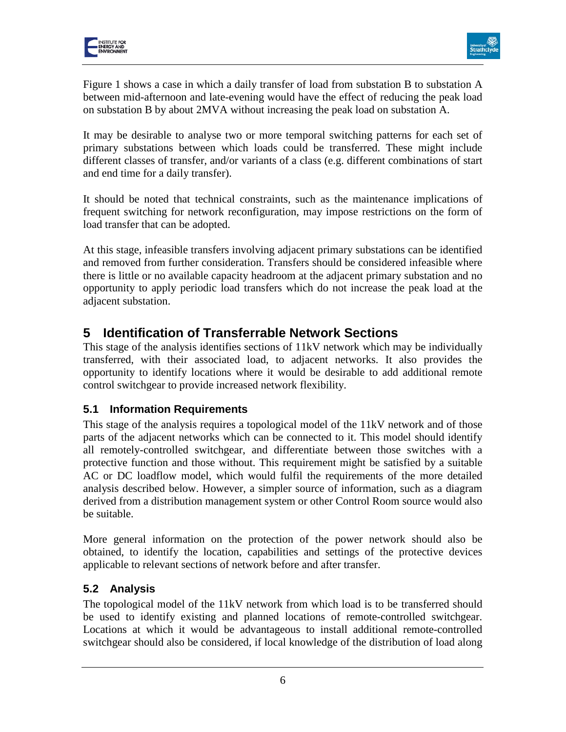Figure 1 shows a case in which a daily transfer of load from substation B to substation A between mid-afternoon and late-evening would have the effect of reducing the peak load on substation B by about 2MVA without increasing the peak load on substation A.

It may be desirable to analyse two or more temporal switching patterns for each set of primary substations between which loads could be transferred. These might include different classes of transfer, and/or variants of a class (e.g. different combinations of start and end time for a daily transfer).

It should be noted that technical constraints, such as the maintenance implications of frequent switching for network reconfiguration, may impose restrictions on the form of load transfer that can be adopted.

At this stage, infeasible transfers involving adjacent primary substations can be identified and removed from further consideration. Transfers should be considered infeasible where there is little or no available capacity headroom at the adjacent primary substation and no opportunity to apply periodic load transfers which do not increase the peak load at the adjacent substation.

# 5 Identification of Transferrable Network Sections

This stage of the analysis identifies sections of 11kV network which may be individually transferred, with their associated load, to adjacent networks. It also provides the opportunity to identify locations where it would be desirable to add additional remote control switchgear to provide increased network flexibility.

## 5.1 Information Requirements

This stage of the analysis requires a topological model of the 11kV network and of those parts of the adjacent networks which can be connected to it. This model should identify all remotely-controlled switchgear, and differentiate between those switches with a protective function and those without. This requirement might be satisfied by a suitable AC or DC loadflow model, which would fulfil the requirements of the more detailed analysis described below. However, a simpler source of information, such as a diagram derived from a distribution management system or other Control Room source would also be suitable.

More general information on the protection of the power network should also be obtained, to identify the location, capabilities and settings of the protective devices applicable to relevant sections of network before and after transfer.

## 5.2 Analysis

The topological model of the 11kV network from which load is to be transferred should be used to identify existing and planned locations of remote-controlled switchgear. Locations at which it would be advantageous to install additional remote-controlled switchgear should also be considered, if local knowledge of the distribution of load along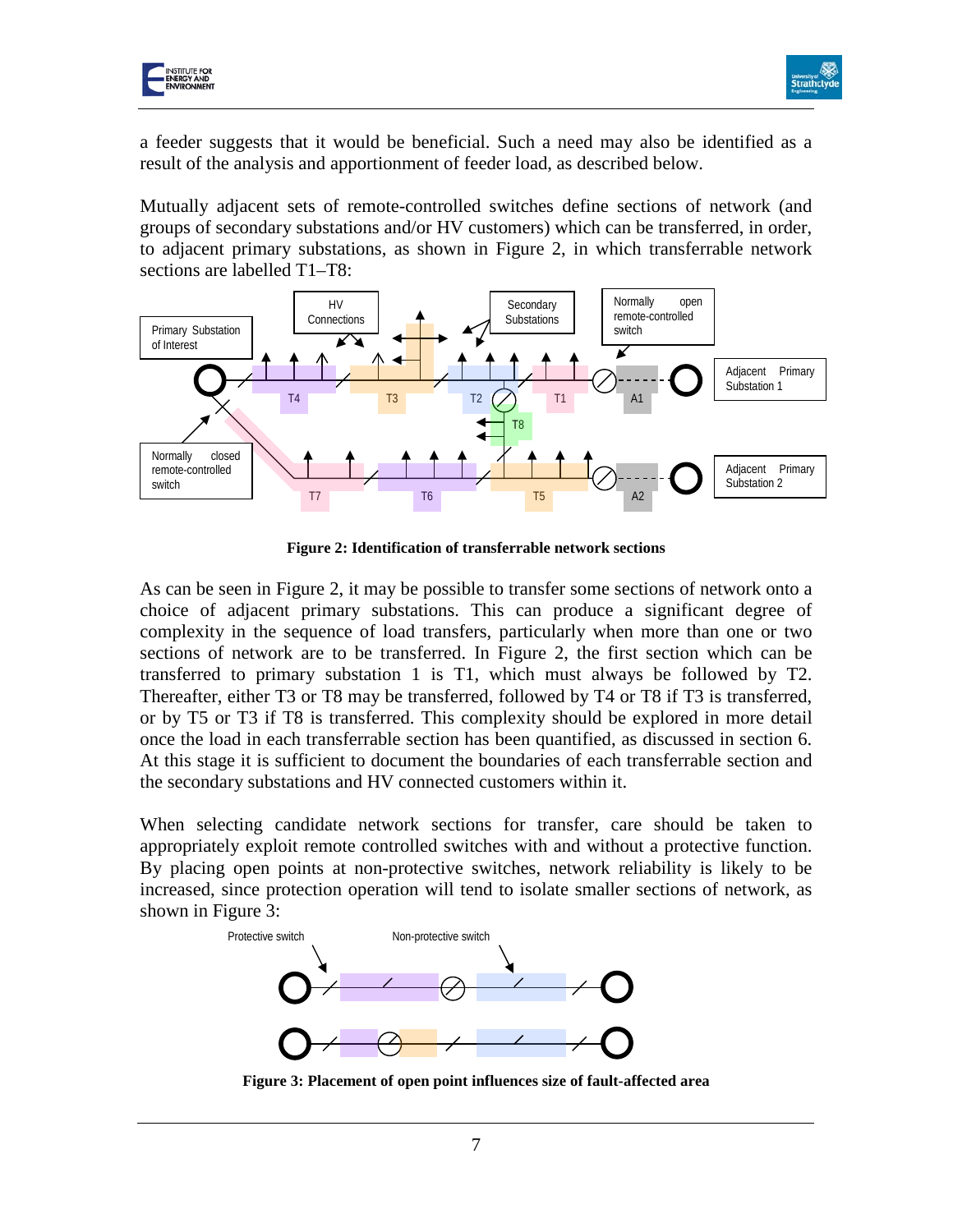a feeder suggests that it would be beneficial. Such a need may also be identified as a result of the analysis and apportionment of feeder load, as described below.

Mutually adjacent sets of remote-controlled switches define sections of network (and groups of secondary substations and/or HV customers) which can be transferred, in order, to adjacent primary substations, as shown in Figure 2, in which transferrable network sections are labelled T1–T8:

**Figure 2: Identification of transferrable network sections**

As can be seen in Figure 2, it may be possible to transfer some sections of network onto a choice of adjacent primary substations. This can produce a significant degree of complexity in the sequence of load transfers, particularly when more than one or two sections of network are to be transferred. In Figure 2, the first section which can be transferred to primary substation 1 is T1, which must always be followed by T2. Thereafter, either T3 or T8 may be transferred, followed by T4 or T8 if T3 is transferred, or by T5 or T3 if T8 is transferred. This complexity should be explored in more detail once the load in each transferrable section has been quantified, as discussed in section 6. At this stage it is sufficient to document the boundaries of each transferrable section and the secondary substations and HV connected customers within it.

When selecting candidate network sections for transfer, care should be taken to appropriately exploit remote controlled switches with and without a protective function. By placing open points at non-protective switches, network reliability is likely to be increased, since protection operation will tend to isolate smaller sections of network, as shown in Figure 3:

**Figure 3: Placement of open point influences size of fault-affected area**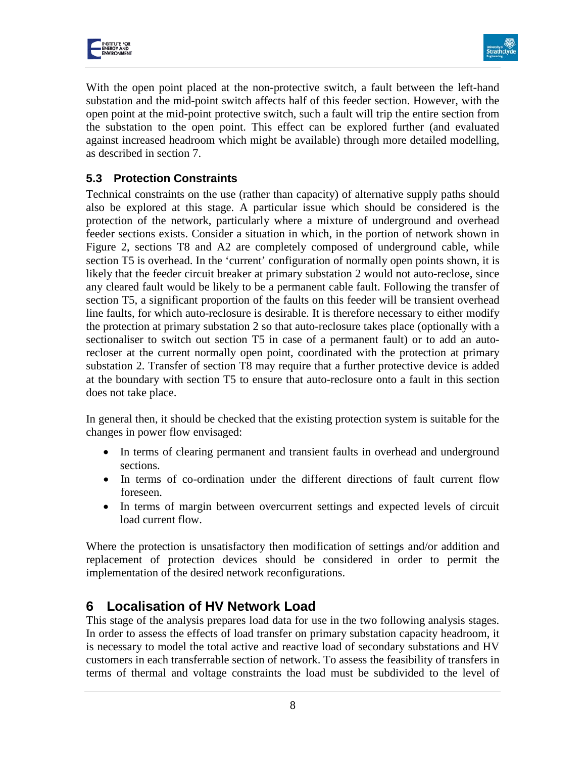With the open point placed at the non-protective switch, a fault between the left-hand substation and the mid-point switch affects half of this feeder section. However, with the open point at the mid-point protective switch, such a fault will trip the entire section from the substation to the open point. This effect can be explored further (and evaluated against increased headroom which might be available) through more detailed modelling, as described in section 7.

### 5.3 Protection Constraints

Technical constraints on the use (rather than capacity) of alternative supply paths should also be explored at this stage. A particular issue which should be considered is the protection of the network, particularly where a mixture of underground and overhead feeder sections exists. Consider a situation in which, in the portion of network shown in Figure 2, sections T8 and A2 are completely composed of underground cable, while section T5 is overhead. In the 'current' configuration of normally open points shown, it is likely that the feeder circuit breaker at primary substation 2 would not auto-reclose, since any cleared fault would be likely to be a permanent cable fault. Following the transfer of section T5, a significant proportion of the faults on this feeder will be transient overhead line faults, for which auto-reclosure is desirable. It is therefore necessary to either modify the protection at primary substation 2 so that auto-reclosure takes place (optionally with a sectionaliser to switch out section T5 in case of a permanent fault) or to add an auto-recloser at the current normally open point, coordinated with the protection at primary substation 2. Transfer of section T8 may require that a further protective device is added at the boundary with section T5 to ensure that auto-reclosure onto a fault in this section does not take place.

In general then, it should be checked that the existing protection system is suitable for the changes in power flow envisaged:

- In terms of clearing permanent and transient faults in overhead and underground sections.
- In terms of co-ordination under the different directions of fault current flow foreseen.
- In terms of margin between overcurrent settings and expected levels of circuit load current flow.

Where the protection is unsatisfactory then modification of settings and/or addition and replacement of protection devices should be considered in order to permit the implementation of the desired network reconfigurations.

## 6 Localisation of HV Network Load

This stage of the analysis prepares load data for use in the two following analysis stages. In order to assess the effects of load transfer on primary substation capacity headroom, it is necessary to model the total active and reactive load of secondary substations and HV customers in each transferrable section of network. To assess the feasibility of transfers in terms of thermal and voltage constraints the load must be subdivided to the level of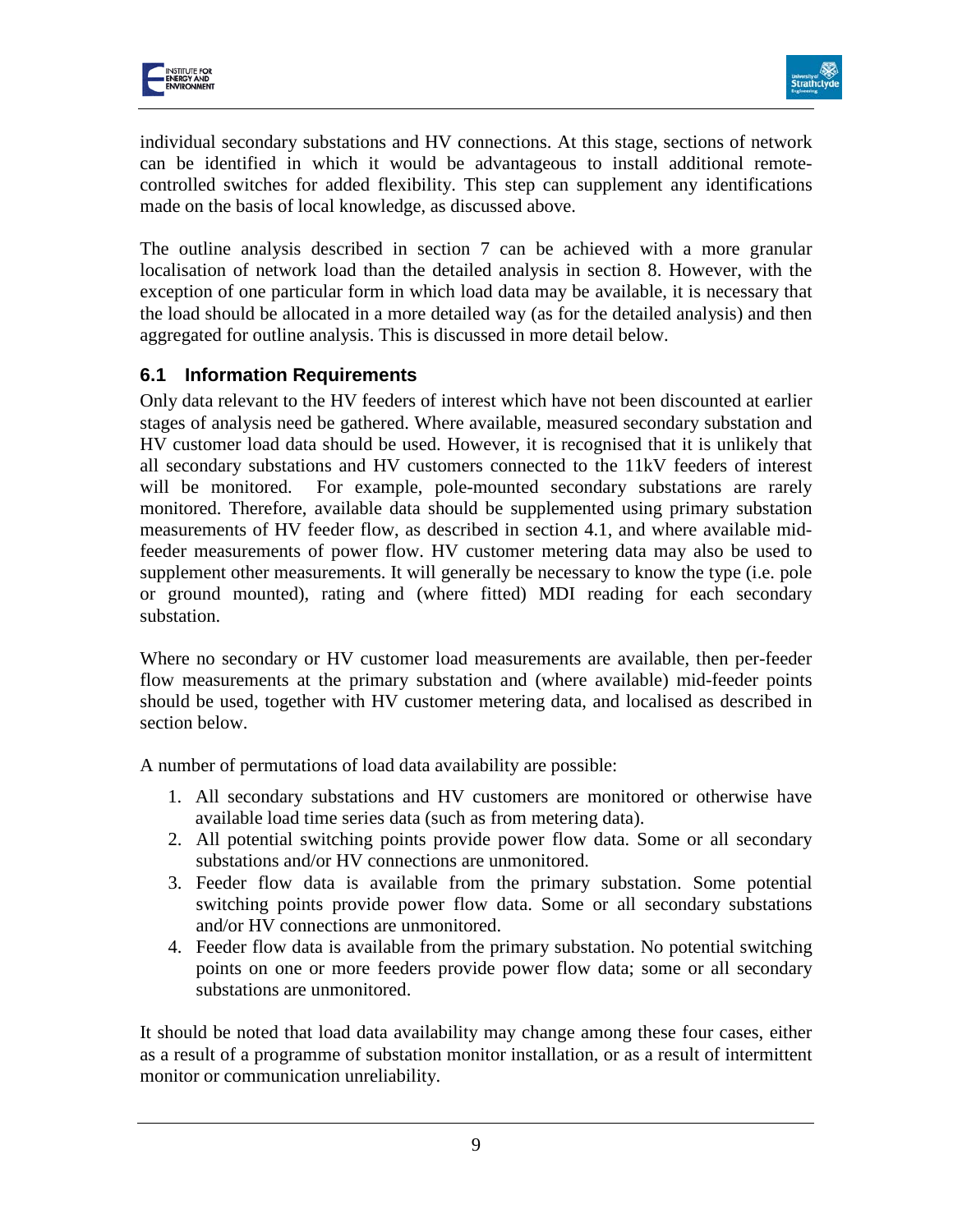individual secondary substations and HV connections. At this stage, sections of network can be identified in which it would be advantageous to install additional remote-controlled switches for added flexibility. This step can supplement any identifications made on the basis of local knowledge, as discussed above.

The outline analysis described in section 7 can be achieved with a more granular localisation of network load than the detailed analysis in section 8. However, with the exception of one particular form in which load data may be available, it is necessary that the load should be allocated in a more detailed way (as for the detailed analysis) and then aggregated for outline analysis. This is discussed in more detail below.

## 6.1 Information Requirements

Only data relevant to the HV feeders of interest which have not been discounted at earlier stages of analysis need be gathered. Where available, measured secondary substation and HV customer load data should be used. However, it is recognised that it is unlikely that all secondary substations and HV customers connected to the 11kV feeders of interest will be monitored. For example, pole-mounted secondary substations are rarely monitored. Therefore, available data should be supplemented using primary substation measurements of HV feeder flow, as described in section 4.1, and where available mid-feeder measurements of power flow. HV customer metering data may also be used to supplement other measurements. It will generally be necessary to know the type (i.e. pole or ground mounted), rating and (where fitted) MDI reading for each secondary substation.

Where no secondary or HV customer load measurements are available, then per-feeder flow measurements at the primary substation and (where available) mid-feeder points should be used, together with HV customer metering data, and localised as described in section below.

A number of permutations of load data availability are possible:

1. All secondary substations and HV customers are monitored or otherwise have available load time series data (such as from metering data).
2. All potential switching points provide power flow data. Some or all secondary substations and/or HV connections are unmonitored.
3. Feeder flow data is available from the primary substation. Some potential switching points provide power flow data. Some or all secondary substations and/or HV connections are unmonitored.
4. Feeder flow data is available from the primary substation. No potential switching points on one or more feeders provide power flow data; some or all secondary substations are unmonitored.

It should be noted that load data availability may change among these four cases, either as a result of a programme of substation monitor installation, or as a result of intermittent monitor or communication unreliability.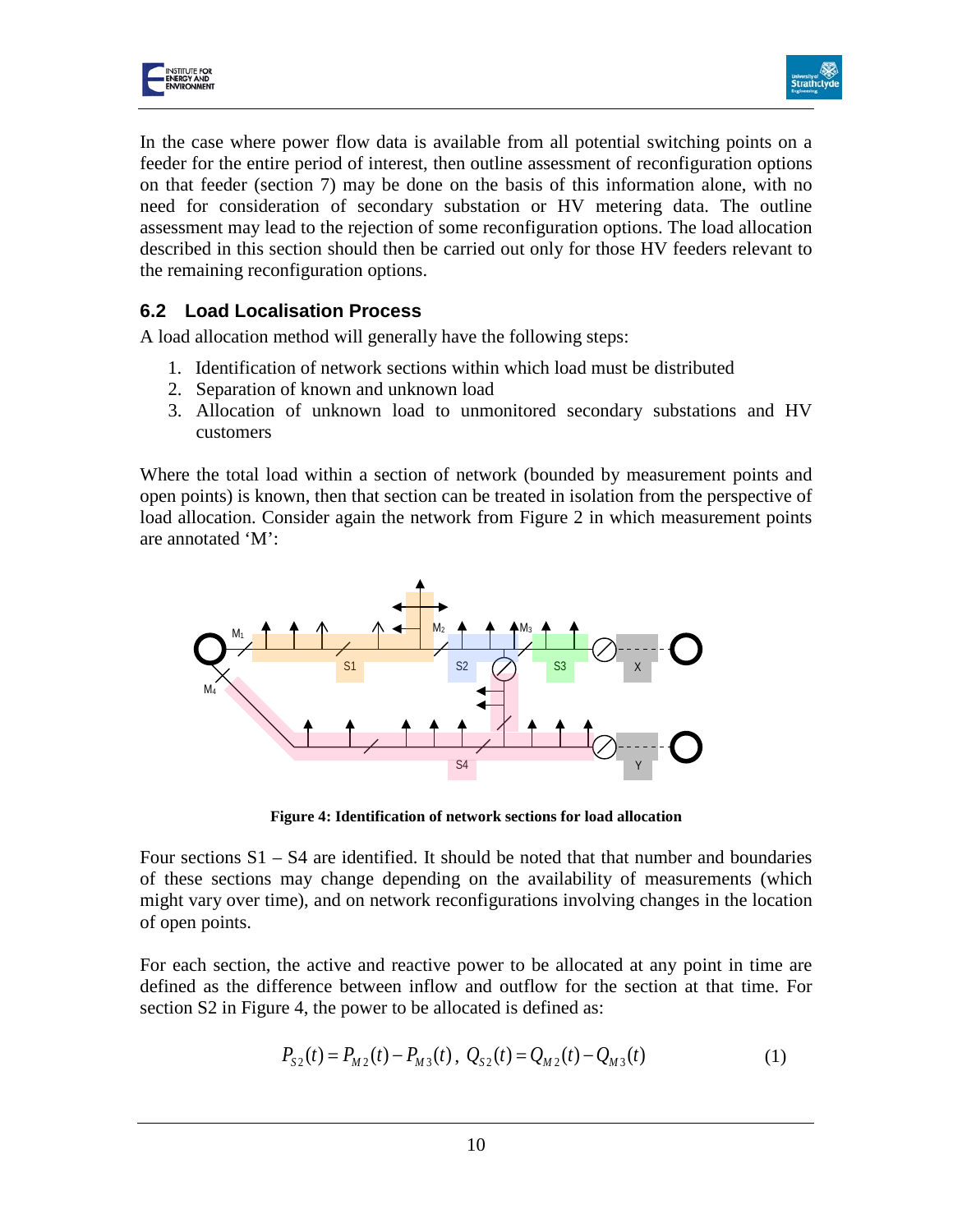In the case where power flow data is available from all potential switching points on a feeder for the entire period of interest, then outline assessment of reconfiguration options on that feeder (section 7) may be done on the basis of this information alone, with no need for consideration of secondary substation or HV metering data. The outline assessment may lead to the rejection of some reconfiguration options. The load allocation described in this section should then be carried out only for those HV feeders relevant to the remaining reconfiguration options.

## 6.2 Load Localisation Process

A load allocation method will generally have the following steps:

1. Identification of network sections within which load must be distributed
2. Separation of known and unknown load
3. Allocation of unknown load to unmonitored secondary substations and HV customers

Where the total load within a section of network (bounded by measurement points and open points) is known, then that section can be treated in isolation from the perspective of load allocation. Consider again the network from Figure 2 in which measurement points are annotated 'M':

**Figure 4: Identification of network sections for load allocation**

Four sections S1 – S4 are identified. It should be noted that that number and boundaries of these sections may change depending on the availability of measurements (which might vary over time), and on network reconfigurations involving changes in the location of open points.

For each section, the active and reactive power to be allocated at any point in time are defined as the difference between inflow and outflow for the section at that time. For section S2 in Figure 4, the power to be allocated is defined as:

$$P_{S2}(t) = P_{M2}(t) - P_{M3}(t), \; Q_{S2}(t) = Q_{M2}(t) - Q_{M3}(t) \qquad (1)$$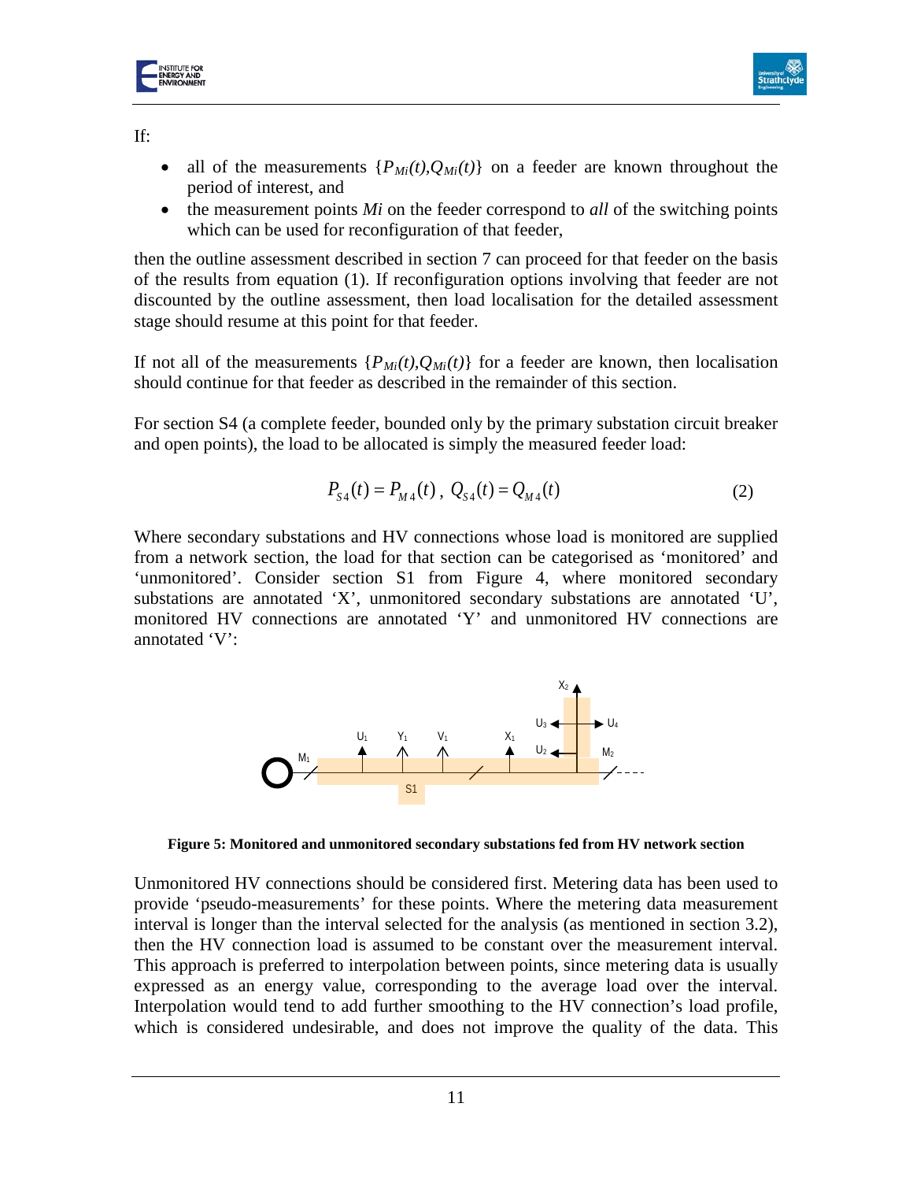If:

- all of the measurements $\{P_{Mi}(t), Q_{Mi}(t)\}$ on a feeder are known throughout the period of interest, and
- the measurement points *Mi* on the feeder correspond to *all* of the switching points which can be used for reconfiguration of that feeder,

then the outline assessment described in section 7 can proceed for that feeder on the basis of the results from equation (1). If reconfiguration options involving that feeder are not discounted by the outline assessment, then load localisation for the detailed assessment stage should resume at this point for that feeder.

If not all of the measurements $\{P_{Mi}(t), Q_{Mi}(t)\}$ for a feeder are known, then localisation should continue for that feeder as described in the remainder of this section.

For section S4 (a complete feeder, bounded only by the primary substation circuit breaker and open points), the load to be allocated is simply the measured feeder load:

$$P_{S4}(t) = P_{M4}(t), \; Q_{S4}(t) = Q_{M4}(t) \tag{2}$$

Where secondary substations and HV connections whose load is monitored are supplied from a network section, the load for that section can be categorised as 'monitored' and 'unmonitored'. Consider section S1 from Figure 4, where monitored secondary substations are annotated 'X', unmonitored secondary substations are annotated 'U', monitored HV connections are annotated 'Y' and unmonitored HV connections are annotated 'V':

**Figure 5: Monitored and unmonitored secondary substations fed from HV network section**

Unmonitored HV connections should be considered first. Metering data has been used to provide 'pseudo-measurements' for these points. Where the metering data measurement interval is longer than the interval selected for the analysis (as mentioned in section 3.2), then the HV connection load is assumed to be constant over the measurement interval. This approach is preferred to interpolation between points, since metering data is usually expressed as an energy value, corresponding to the average load over the interval. Interpolation would tend to add further smoothing to the HV connection's load profile, which is considered undesirable, and does not improve the quality of the data. This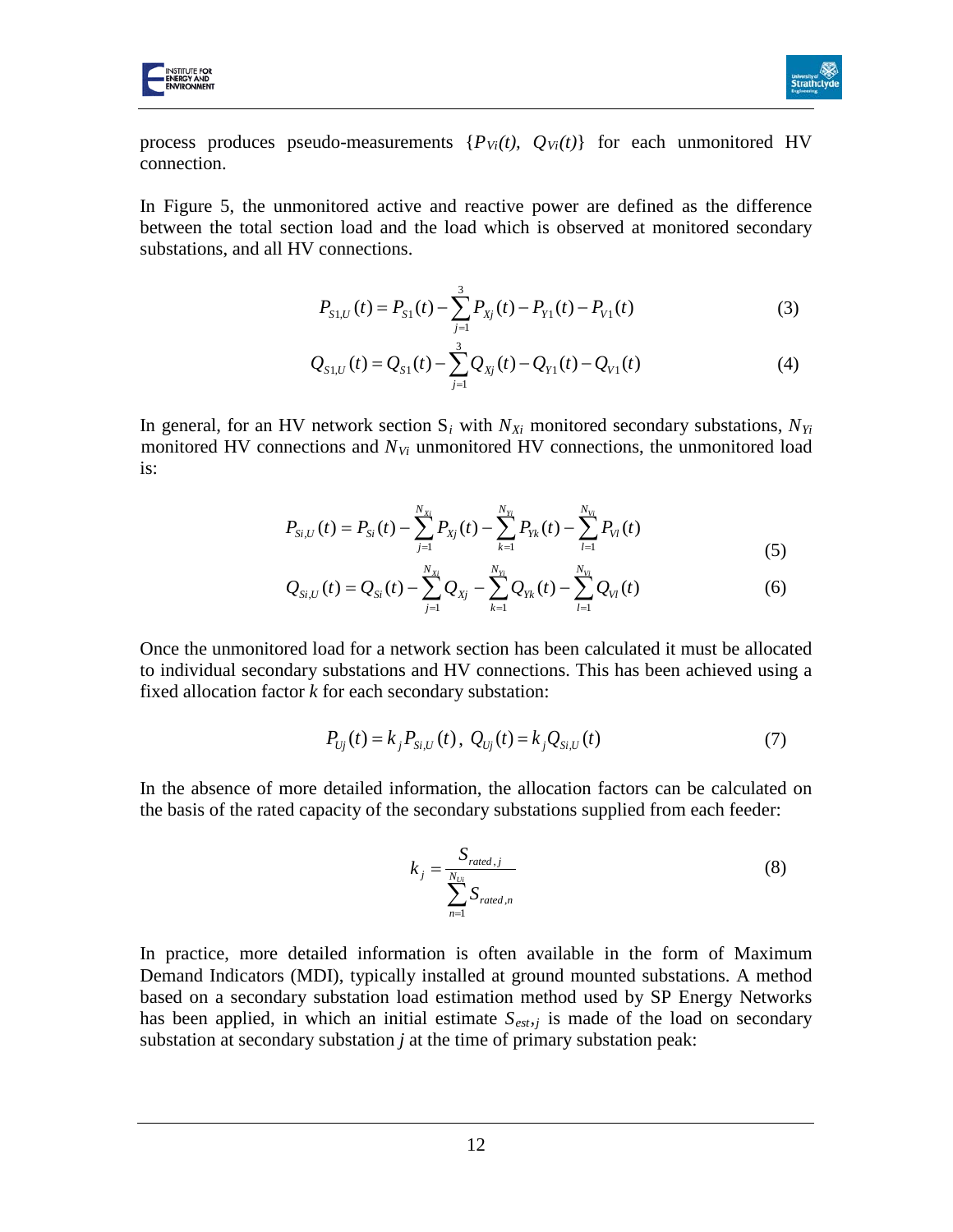process produces pseudo-measurements $\{P_{Vi}(t),\ Q_{Vi}(t)\}$ for each unmonitored HV connection.

In Figure 5, the unmonitored active and reactive power are defined as the difference between the total section load and the load which is observed at monitored secondary substations, and all HV connections.

$$P_{S1,U}(t) = P_{S1}(t) - \sum_{j=1}^{3} P_{Xj}(t) - P_{Y1}(t) - P_{V1}(t) \tag{3}$$

$$Q_{S1,U}(t) = Q_{S1}(t) - \sum_{j=1}^{3} Q_{Xj}(t) - Q_{Y1}(t) - Q_{V1}(t) \tag{4}$$

In general, for an HV network section $S_i$ with $N_{Xi}$ monitored secondary substations, $N_{Yi}$ monitored HV connections and $N_{Vi}$ unmonitored HV connections, the unmonitored load is:

$$P_{Si,U}(t) = P_{Si}(t) - \sum_{j=1}^{N_{Xi}} P_{Xj}(t) - \sum_{k=1}^{N_{Yi}} P_{Yk}(t) - \sum_{l=1}^{N_{Vi}} P_{Vl}(t) \tag{5}$$

$$Q_{Si,U}(t) = Q_{Si}(t) - \sum_{j=1}^{N_{Xi}} Q_{Xj} - \sum_{k=1}^{N_{Yi}} Q_{Yk}(t) - \sum_{l=1}^{N_{Vi}} Q_{Vl}(t) \tag{6}$$

Once the unmonitored load for a network section has been calculated it must be allocated to individual secondary substations and HV connections. This has been achieved using a fixed allocation factor $k$ for each secondary substation:

$$P_{Uj}(t) = k_j P_{Si,U}(t),\ Q_{Uj}(t) = k_j Q_{Si,U}(t) \tag{7}$$

In the absence of more detailed information, the allocation factors can be calculated on the basis of the rated capacity of the secondary substations supplied from each feeder:

$$k_j = \frac{S_{rated,j}}{\sum_{n=1}^{N_{Ui}} S_{rated,n}} \tag{8}$$

In practice, more detailed information is often available in the form of Maximum Demand Indicators (MDI), typically installed at ground mounted substations. A method based on a secondary substation load estimation method used by SP Energy Networks has been applied, in which an initial estimate $S_{est,j}$ is made of the load on secondary substation at secondary substation $j$ at the time of primary substation peak: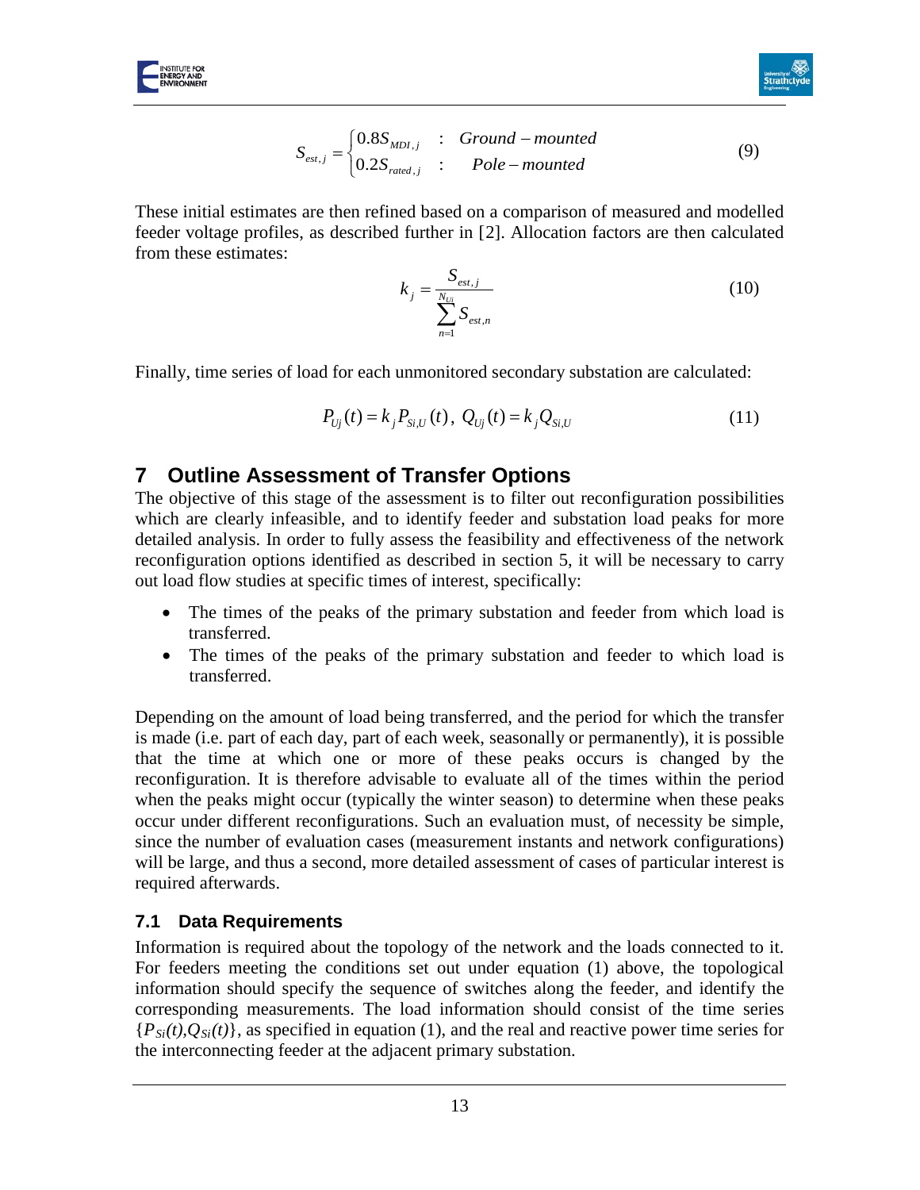$$S_{est,j} = \begin{cases} 0.8 S_{MDI,j} & : \quad Ground-mounted \\ 0.2 S_{rated,j} & : \quad Pole-mounted \end{cases} \tag{9}$$

These initial estimates are then refined based on a comparison of measured and modelled feeder voltage profiles, as described further in [2]. Allocation factors are then calculated from these estimates:

$$k_j = \frac{S_{est,j}}{\sum_{n=1}^{N_{Ui}} S_{est,n}} \tag{10}$$

Finally, time series of load for each unmonitored secondary substation are calculated:

$$P_{Uj}(t) = k_j P_{Si,U}(t),\ Q_{Uj}(t) = k_j Q_{Si,U} \tag{11}$$

# 7 Outline Assessment of Transfer Options

The objective of this stage of the assessment is to filter out reconfiguration possibilities which are clearly infeasible, and to identify feeder and substation load peaks for more detailed analysis. In order to fully assess the feasibility and effectiveness of the network reconfiguration options identified as described in section 5, it will be necessary to carry out load flow studies at specific times of interest, specifically:

- The times of the peaks of the primary substation and feeder from which load is transferred.
- The times of the peaks of the primary substation and feeder to which load is transferred.

Depending on the amount of load being transferred, and the period for which the transfer is made (i.e. part of each day, part of each week, seasonally or permanently), it is possible that the time at which one or more of these peaks occurs is changed by the reconfiguration. It is therefore advisable to evaluate all of the times within the period when the peaks might occur (typically the winter season) to determine when these peaks occur under different reconfigurations. Such an evaluation must, of necessity be simple, since the number of evaluation cases (measurement instants and network configurations) will be large, and thus a second, more detailed assessment of cases of particular interest is required afterwards.

## 7.1 Data Requirements

Information is required about the topology of the network and the loads connected to it. For feeders meeting the conditions set out under equation (1) above, the topological information should specify the sequence of switches along the feeder, and identify the corresponding measurements. The load information should consist of the time series $\{P_{Si}(t), Q_{Si}(t)\}$, as specified in equation (1), and the real and reactive power time series for the interconnecting feeder at the adjacent primary substation.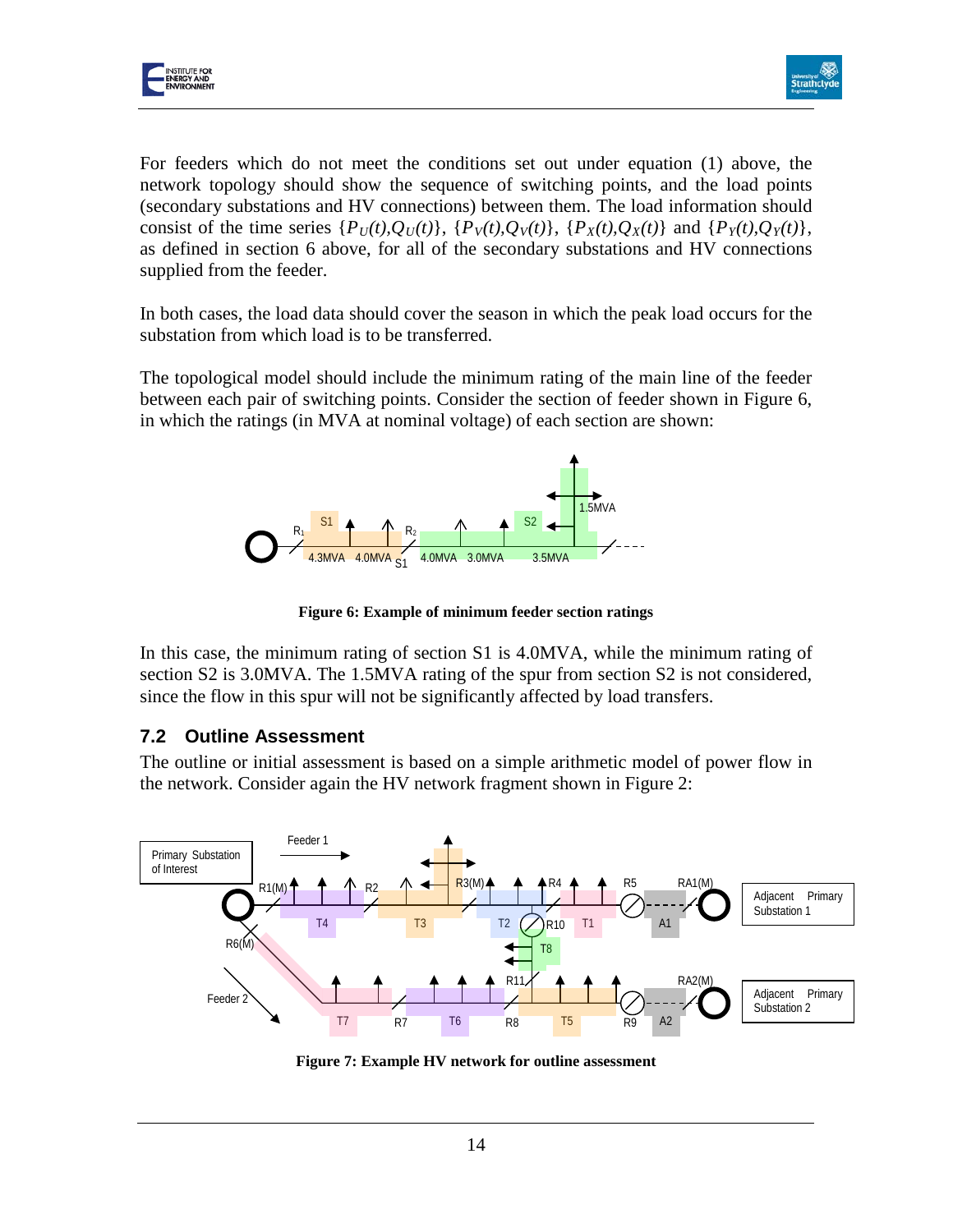For feeders which do not meet the conditions set out under equation (1) above, the network topology should show the sequence of switching points, and the load points (secondary substations and HV connections) between them. The load information should consist of the time series $\{P_U(t),Q_U(t)\}$, $\{P_V(t),Q_V(t)\}$, $\{P_X(t),Q_X(t)\}$ and $\{P_Y(t),Q_Y(t)\}$, as defined in section 6 above, for all of the secondary substations and HV connections supplied from the feeder.

In both cases, the load data should cover the season in which the peak load occurs for the substation from which load is to be transferred.

The topological model should include the minimum rating of the main line of the feeder between each pair of switching points. Consider the section of feeder shown in Figure 6, in which the ratings (in MVA at nominal voltage) of each section are shown:

**Figure 6: Example of minimum feeder section ratings**

In this case, the minimum rating of section S1 is 4.0MVA, while the minimum rating of section S2 is 3.0MVA. The 1.5MVA rating of the spur from section S2 is not considered, since the flow in this spur will not be significantly affected by load transfers.

## 7.2 Outline Assessment

The outline or initial assessment is based on a simple arithmetic model of power flow in the network. Consider again the HV network fragment shown in Figure 2:

**Figure 7: Example HV network for outline assessment**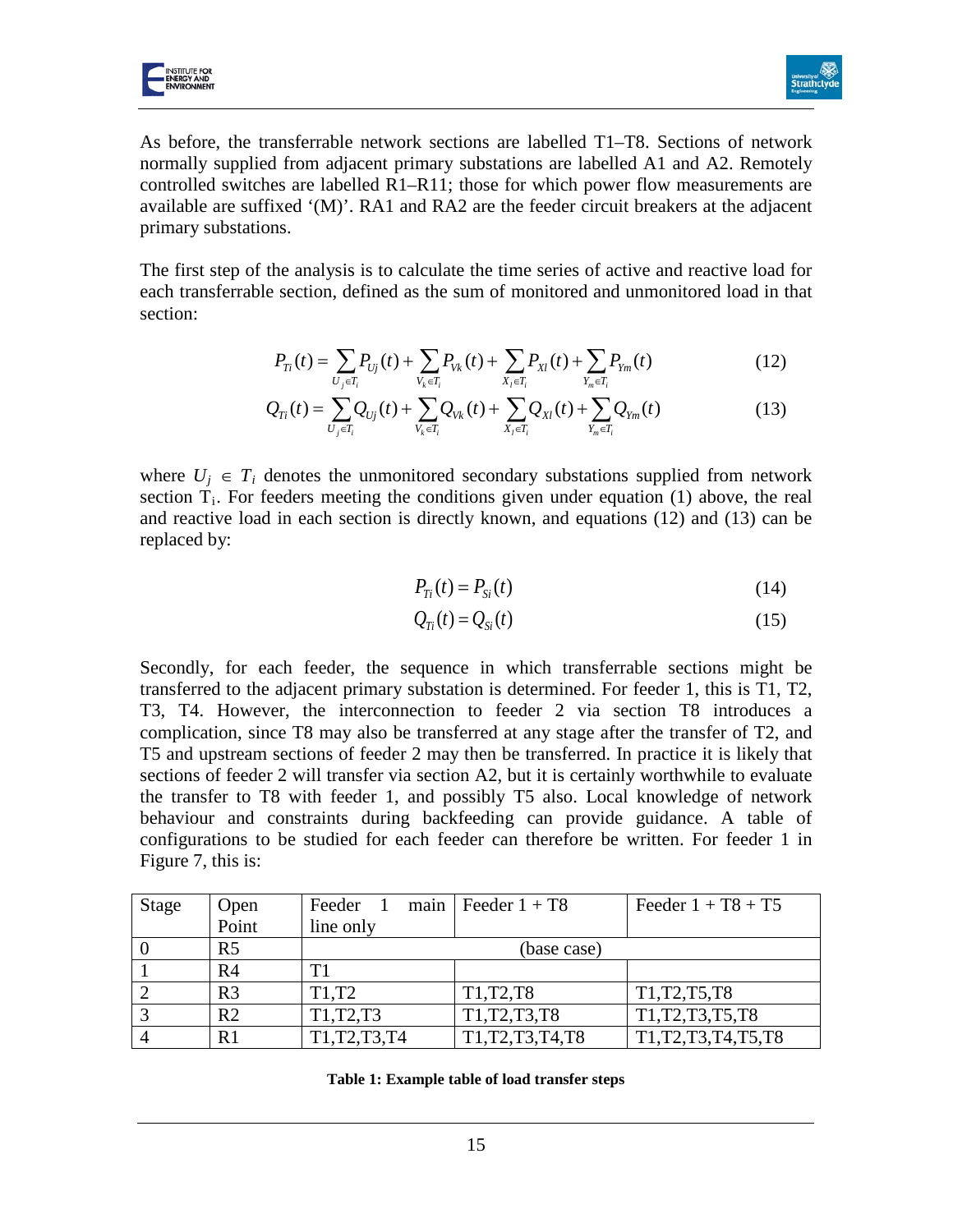As before, the transferrable network sections are labelled T1–T8. Sections of network normally supplied from adjacent primary substations are labelled A1 and A2. Remotely controlled switches are labelled R1–R11; those for which power flow measurements are available are suffixed '(M)'. RA1 and RA2 are the feeder circuit breakers at the adjacent primary substations.

The first step of the analysis is to calculate the time series of active and reactive load for each transferrable section, defined as the sum of monitored and unmonitored load in that section:

$$P_{Ti}(t) = \sum_{U_j \in T_i} P_{Uj}(t) + \sum_{V_k \in T_i} P_{Vk}(t) + \sum_{X_l \in T_i} P_{Xl}(t) + \sum_{Y_m \in T_i} P_{Ym}(t) \tag{12}$$

$$Q_{Ti}(t) = \sum_{U_j \in T_i} Q_{Uj}(t) + \sum_{V_k \in T_i} Q_{Vk}(t) + \sum_{X_l \in T_i} Q_{Xl}(t) + \sum_{Y_m \in T_i} Q_{Ym}(t) \tag{13}$$

where $U_j \in T_i$ denotes the unmonitored secondary substations supplied from network section $T_i$. For feeders meeting the conditions given under equation (1) above, the real and reactive load in each section is directly known, and equations (12) and (13) can be replaced by:

$$P_{Ti}(t) = P_{Si}(t) \tag{14}$$

$$Q_{Ti}(t) = Q_{Si}(t) \tag{15}$$

Secondly, for each feeder, the sequence in which transferrable sections might be transferred to the adjacent primary substation is determined. For feeder 1, this is T1, T2, T3, T4. However, the interconnection to feeder 2 via section T8 introduces a complication, since T8 may also be transferred at any stage after the transfer of T2, and T5 and upstream sections of feeder 2 may then be transferred. In practice it is likely that sections of feeder 2 will transfer via section A2, but it is certainly worthwhile to evaluate the transfer to T8 with feeder 1, and possibly T5 also. Local knowledge of network behaviour and constraints during backfeeding can provide guidance. A table of configurations to be studied for each feeder can therefore be written. For feeder 1 in Figure 7, this is:

| Stage | Open Point | Feeder 1 main line only | Feeder 1 + T8 | Feeder 1 + T8 + T5 |
|---|---|---|---|---|
| 0 | R5 | (base case) | | |
| 1 | R4 | T1 | | |
| 2 | R3 | T1,T2 | T1,T2,T8 | T1,T2,T5,T8 |
| 3 | R2 | T1,T2,T3 | T1,T2,T3,T8 | T1,T2,T3,T5,T8 |
| 4 | R1 | T1,T2,T3,T4 | T1,T2,T3,T4,T8 | T1,T2,T3,T4,T5,T8 |

**Table 1: Example table of load transfer steps**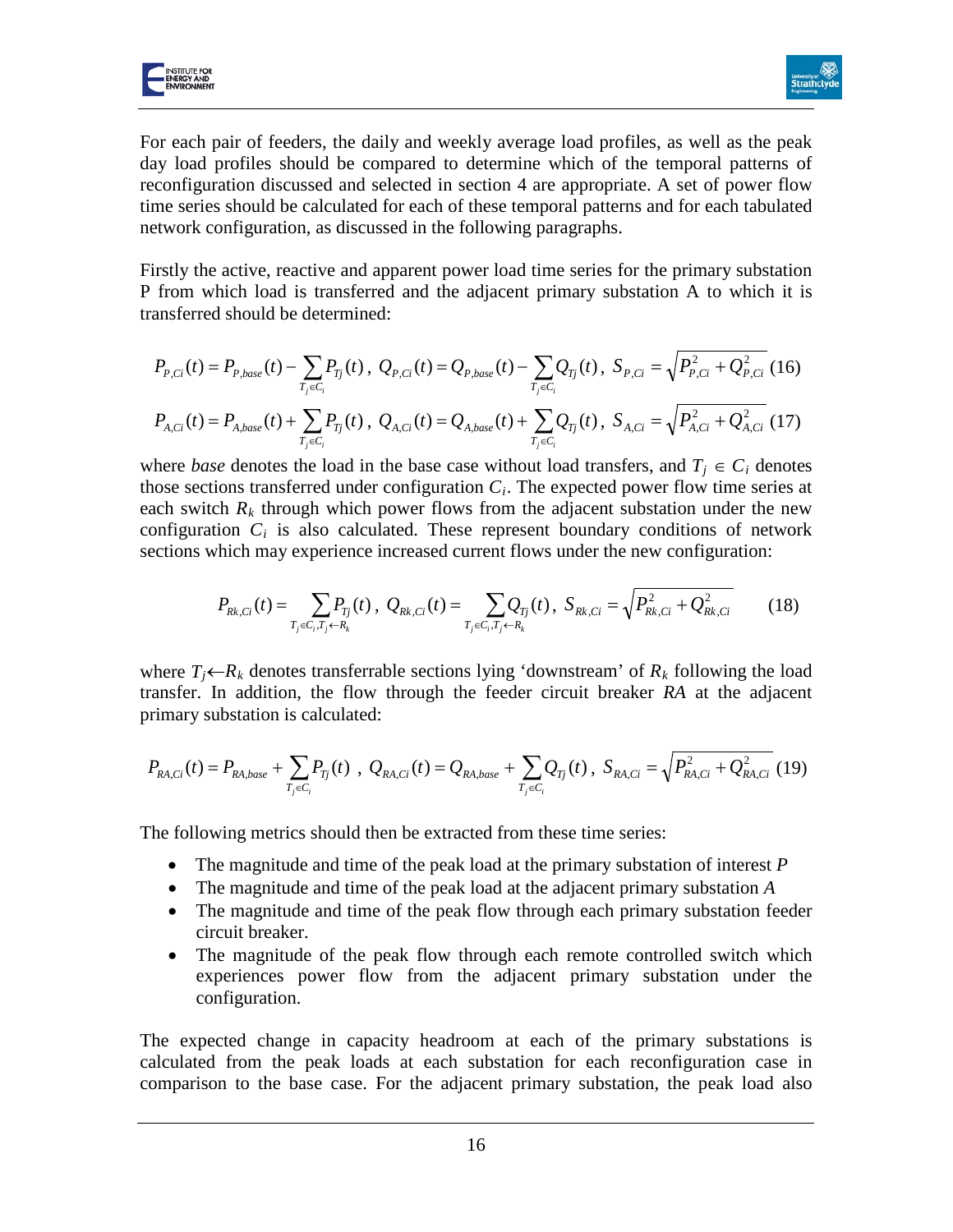For each pair of feeders, the daily and weekly average load profiles, as well as the peak day load profiles should be compared to determine which of the temporal patterns of reconfiguration discussed and selected in section 4 are appropriate. A set of power flow time series should be calculated for each of these temporal patterns and for each tabulated network configuration, as discussed in the following paragraphs.

Firstly the active, reactive and apparent power load time series for the primary substation P from which load is transferred and the adjacent primary substation A to which it is transferred should be determined:

$$P_{P,Ci}(t) = P_{P,base}(t) - \sum_{T_j \in C_i} P_{Tj}(t)\,,\; Q_{P,Ci}(t) = Q_{P,base}(t) - \sum_{T_j \in C_i} Q_{Tj}(t)\,,\; S_{P,Ci} = \sqrt{P_{P,Ci}^2 + Q_{P,Ci}^2} \quad (16)$$

$$P_{A,Ci}(t) = P_{A,base}(t) + \sum_{T_j \in C_i} P_{Tj}(t)\,,\; Q_{A,Ci}(t) = Q_{A,base}(t) + \sum_{T_j \in C_i} Q_{Tj}(t)\,,\; S_{A,Ci} = \sqrt{P_{A,Ci}^2 + Q_{A,Ci}^2} \quad (17)$$

where *base* denotes the load in the base case without load transfers, and $T_j \in C_i$ denotes those sections transferred under configuration $C_i$. The expected power flow time series at each switch $R_k$ through which power flows from the adjacent substation under the new configuration $C_i$ is also calculated. These represent boundary conditions of network sections which may experience increased current flows under the new configuration:

$$P_{Rk,Ci}(t) = \sum_{T_j \in C_i, T_j \leftarrow R_k} P_{Tj}(t)\,,\; Q_{Rk,Ci}(t) = \sum_{T_j \in C_i, T_j \leftarrow R_k} Q_{Tj}(t)\,,\; S_{Rk,Ci} = \sqrt{P_{Rk,Ci}^2 + Q_{Rk,Ci}^2} \quad (18)$$

where $T_j \leftarrow R_k$ denotes transferrable sections lying 'downstream' of $R_k$ following the load transfer. In addition, the flow through the feeder circuit breaker *RA* at the adjacent primary substation is calculated:

$$P_{RA,Ci}(t) = P_{RA,base} + \sum_{T_j \in C_i} P_{Tj}(t)\,,\; Q_{RA,Ci}(t) = Q_{RA,base} + \sum_{T_j \in C_i} Q_{Tj}(t)\,,\; S_{RA,Ci} = \sqrt{P_{RA,Ci}^2 + Q_{RA,Ci}^2} \quad (19)$$

The following metrics should then be extracted from these time series:

- The magnitude and time of the peak load at the primary substation of interest *P*
- The magnitude and time of the peak load at the adjacent primary substation *A*
- The magnitude and time of the peak flow through each primary substation feeder circuit breaker.
- The magnitude of the peak flow through each remote controlled switch which experiences power flow from the adjacent primary substation under the configuration.

The expected change in capacity headroom at each of the primary substations is calculated from the peak loads at each substation for each reconfiguration case in comparison to the base case. For the adjacent primary substation, the peak load also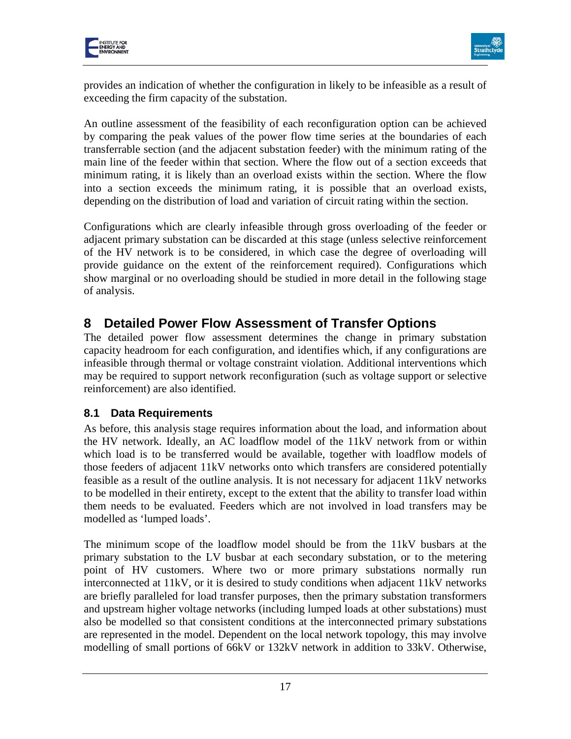provides an indication of whether the configuration in likely to be infeasible as a result of exceeding the firm capacity of the substation.

An outline assessment of the feasibility of each reconfiguration option can be achieved by comparing the peak values of the power flow time series at the boundaries of each transferrable section (and the adjacent substation feeder) with the minimum rating of the main line of the feeder within that section. Where the flow out of a section exceeds that minimum rating, it is likely than an overload exists within the section. Where the flow into a section exceeds the minimum rating, it is possible that an overload exists, depending on the distribution of load and variation of circuit rating within the section.

Configurations which are clearly infeasible through gross overloading of the feeder or adjacent primary substation can be discarded at this stage (unless selective reinforcement of the HV network is to be considered, in which case the degree of overloading will provide guidance on the extent of the reinforcement required). Configurations which show marginal or no overloading should be studied in more detail in the following stage of analysis.

# 8 Detailed Power Flow Assessment of Transfer Options

The detailed power flow assessment determines the change in primary substation capacity headroom for each configuration, and identifies which, if any configurations are infeasible through thermal or voltage constraint violation. Additional interventions which may be required to support network reconfiguration (such as voltage support or selective reinforcement) are also identified.

## 8.1 Data Requirements

As before, this analysis stage requires information about the load, and information about the HV network. Ideally, an AC loadflow model of the 11kV network from or within which load is to be transferred would be available, together with loadflow models of those feeders of adjacent 11kV networks onto which transfers are considered potentially feasible as a result of the outline analysis. It is not necessary for adjacent 11kV networks to be modelled in their entirety, except to the extent that the ability to transfer load within them needs to be evaluated. Feeders which are not involved in load transfers may be modelled as 'lumped loads'.

The minimum scope of the loadflow model should be from the 11kV busbars at the primary substation to the LV busbar at each secondary substation, or to the metering point of HV customers. Where two or more primary substations normally run interconnected at 11kV, or it is desired to study conditions when adjacent 11kV networks are briefly paralleled for load transfer purposes, then the primary substation transformers and upstream higher voltage networks (including lumped loads at other substations) must also be modelled so that consistent conditions at the interconnected primary substations are represented in the model. Dependent on the local network topology, this may involve modelling of small portions of 66kV or 132kV network in addition to 33kV. Otherwise,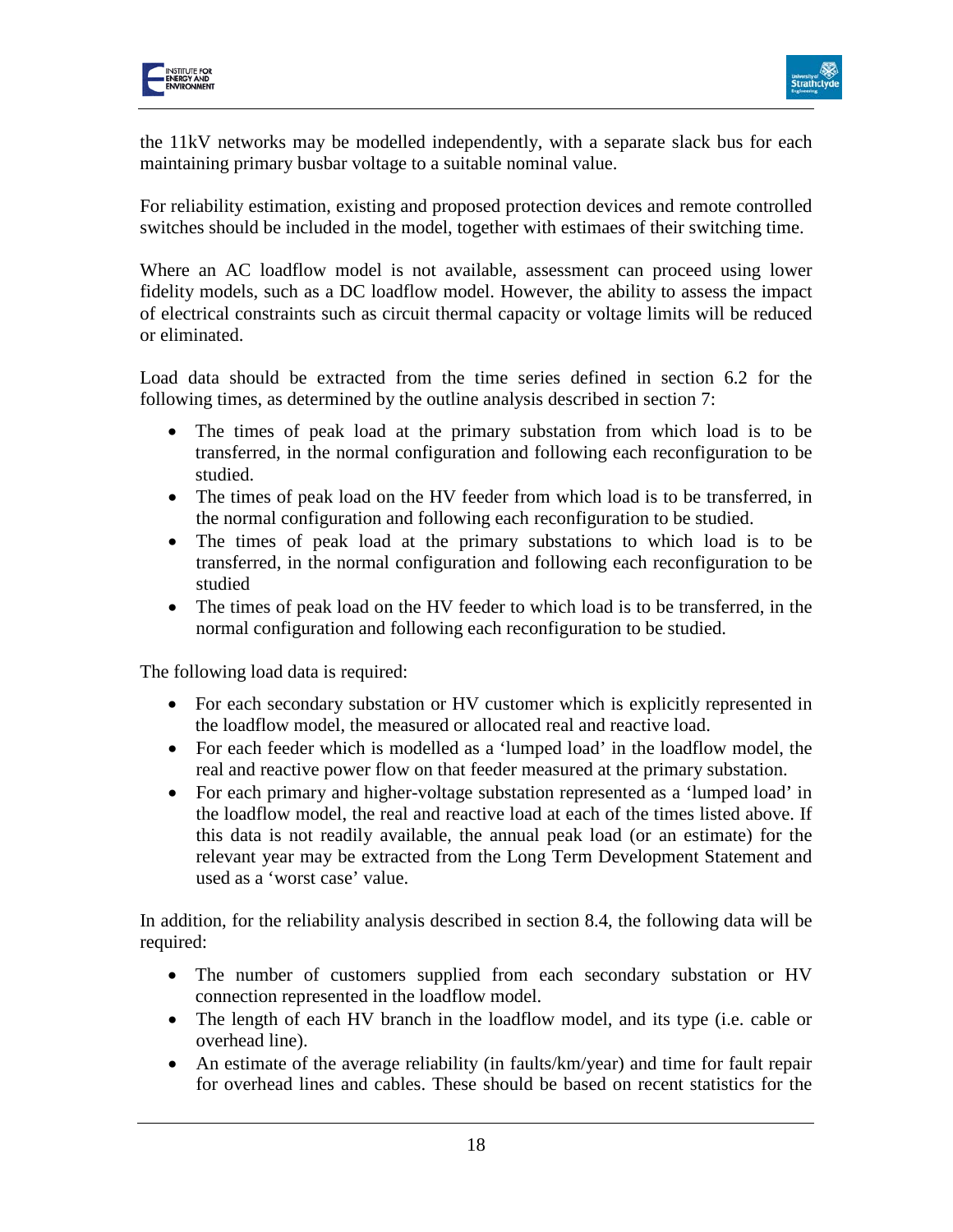the 11kV networks may be modelled independently, with a separate slack bus for each maintaining primary busbar voltage to a suitable nominal value.

For reliability estimation, existing and proposed protection devices and remote controlled switches should be included in the model, together with estimaes of their switching time.

Where an AC loadflow model is not available, assessment can proceed using lower fidelity models, such as a DC loadflow model. However, the ability to assess the impact of electrical constraints such as circuit thermal capacity or voltage limits will be reduced or eliminated.

Load data should be extracted from the time series defined in section 6.2 for the following times, as determined by the outline analysis described in section 7:

- The times of peak load at the primary substation from which load is to be transferred, in the normal configuration and following each reconfiguration to be studied.
- The times of peak load on the HV feeder from which load is to be transferred, in the normal configuration and following each reconfiguration to be studied.
- The times of peak load at the primary substations to which load is to be transferred, in the normal configuration and following each reconfiguration to be studied
- The times of peak load on the HV feeder to which load is to be transferred, in the normal configuration and following each reconfiguration to be studied.

The following load data is required:

- For each secondary substation or HV customer which is explicitly represented in the loadflow model, the measured or allocated real and reactive load.
- For each feeder which is modelled as a 'lumped load' in the loadflow model, the real and reactive power flow on that feeder measured at the primary substation.
- For each primary and higher-voltage substation represented as a 'lumped load' in the loadflow model, the real and reactive load at each of the times listed above. If this data is not readily available, the annual peak load (or an estimate) for the relevant year may be extracted from the Long Term Development Statement and used as a 'worst case' value.

In addition, for the reliability analysis described in section 8.4, the following data will be required:

- The number of customers supplied from each secondary substation or HV connection represented in the loadflow model.
- The length of each HV branch in the loadflow model, and its type (i.e. cable or overhead line).
- An estimate of the average reliability (in faults/km/year) and time for fault repair for overhead lines and cables. These should be based on recent statistics for the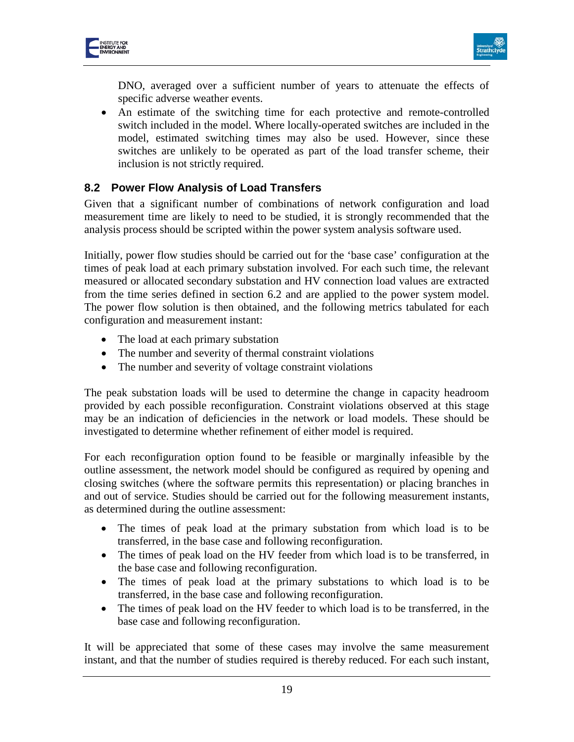DNO, averaged over a sufficient number of years to attenuate the effects of specific adverse weather events.

- An estimate of the switching time for each protective and remote-controlled switch included in the model. Where locally-operated switches are included in the model, estimated switching times may also be used. However, since these switches are unlikely to be operated as part of the load transfer scheme, their inclusion is not strictly required.

## 8.2 Power Flow Analysis of Load Transfers

Given that a significant number of combinations of network configuration and load measurement time are likely to need to be studied, it is strongly recommended that the analysis process should be scripted within the power system analysis software used.

Initially, power flow studies should be carried out for the 'base case' configuration at the times of peak load at each primary substation involved. For each such time, the relevant measured or allocated secondary substation and HV connection load values are extracted from the time series defined in section 6.2 and are applied to the power system model. The power flow solution is then obtained, and the following metrics tabulated for each configuration and measurement instant:

- The load at each primary substation
- The number and severity of thermal constraint violations
- The number and severity of voltage constraint violations

The peak substation loads will be used to determine the change in capacity headroom provided by each possible reconfiguration. Constraint violations observed at this stage may be an indication of deficiencies in the network or load models. These should be investigated to determine whether refinement of either model is required.

For each reconfiguration option found to be feasible or marginally infeasible by the outline assessment, the network model should be configured as required by opening and closing switches (where the software permits this representation) or placing branches in and out of service. Studies should be carried out for the following measurement instants, as determined during the outline assessment:

- The times of peak load at the primary substation from which load is to be transferred, in the base case and following reconfiguration.
- The times of peak load on the HV feeder from which load is to be transferred, in the base case and following reconfiguration.
- The times of peak load at the primary substations to which load is to be transferred, in the base case and following reconfiguration.
- The times of peak load on the HV feeder to which load is to be transferred, in the base case and following reconfiguration.

It will be appreciated that some of these cases may involve the same measurement instant, and that the number of studies required is thereby reduced. For each such instant,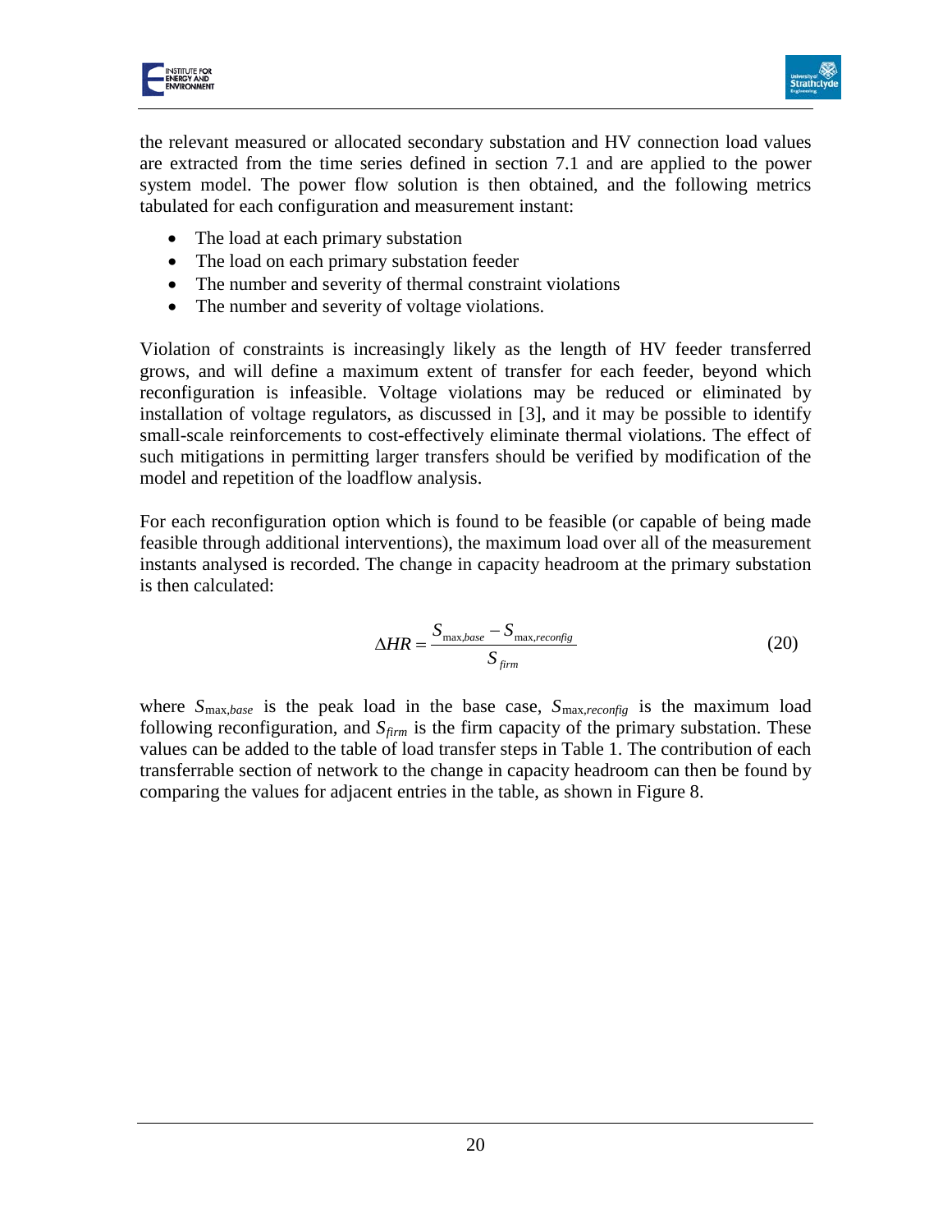the relevant measured or allocated secondary substation and HV connection load values are extracted from the time series defined in section 7.1 and are applied to the power system model. The power flow solution is then obtained, and the following metrics tabulated for each configuration and measurement instant:

- The load at each primary substation
- The load on each primary substation feeder
- The number and severity of thermal constraint violations
- The number and severity of voltage violations.

Violation of constraints is increasingly likely as the length of HV feeder transferred grows, and will define a maximum extent of transfer for each feeder, beyond which reconfiguration is infeasible. Voltage violations may be reduced or eliminated by installation of voltage regulators, as discussed in [3], and it may be possible to identify small-scale reinforcements to cost-effectively eliminate thermal violations. The effect of such mitigations in permitting larger transfers should be verified by modification of the model and repetition of the loadflow analysis.

For each reconfiguration option which is found to be feasible (or capable of being made feasible through additional interventions), the maximum load over all of the measurement instants analysed is recorded. The change in capacity headroom at the primary substation is then calculated:

$$\Delta HR = \frac{S_{\max,base} - S_{\max,reconfig}}{S_{firm}} \tag{20}$$

where $S_{\max,base}$ is the peak load in the base case, $S_{\max,reconfig}$ is the maximum load following reconfiguration, and $S_{firm}$ is the firm capacity of the primary substation. These values can be added to the table of load transfer steps in Table 1. The contribution of each transferrable section of network to the change in capacity headroom can then be found by comparing the values for adjacent entries in the table, as shown in Figure 8.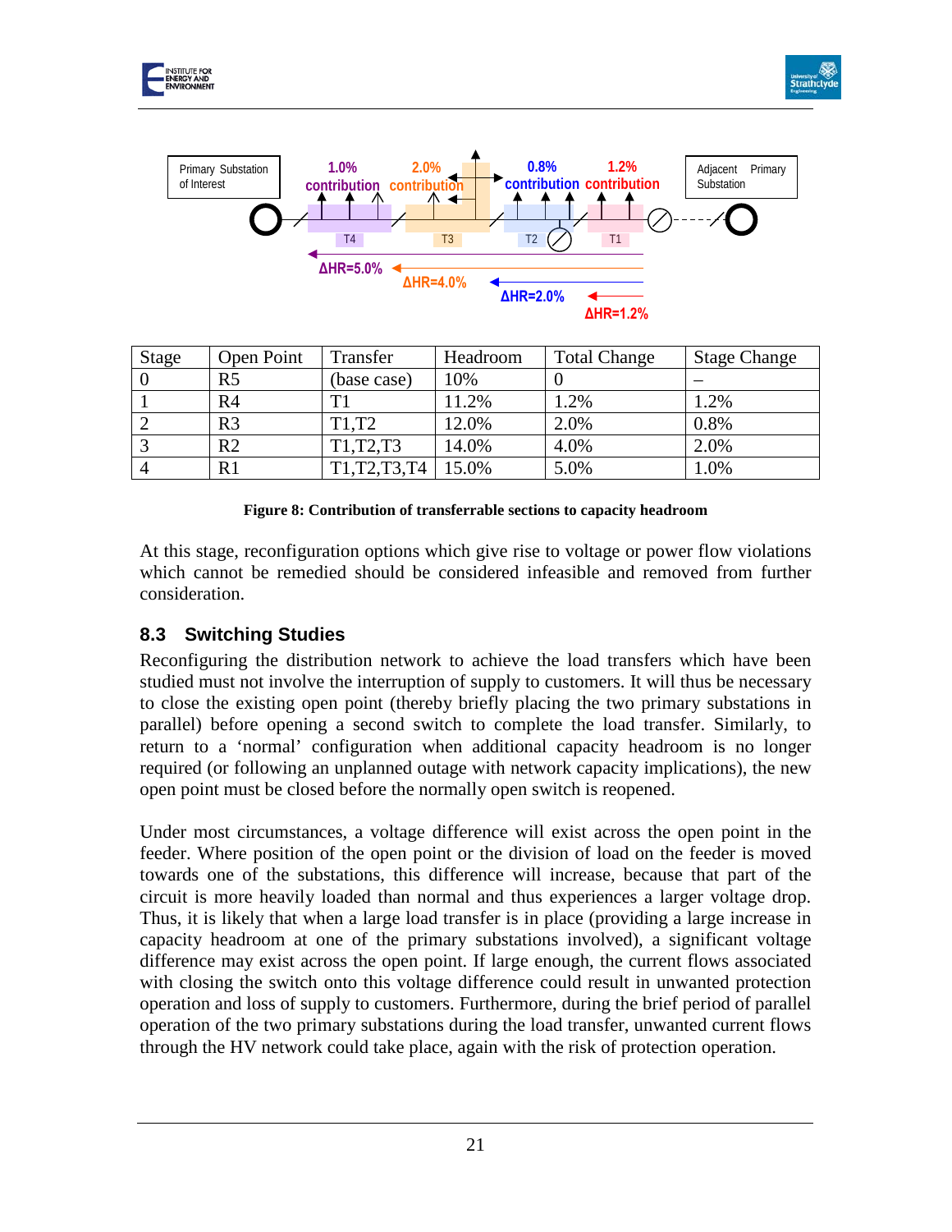| Stage | Open Point | Transfer | Headroom | Total Change | Stage Change |
|---|---|---|---|---|---|
| 0 | R5 | (base case) | 10% | 0 | – |
| 1 | R4 | T1 | 11.2% | 1.2% | 1.2% |
| 2 | R3 | T1,T2 | 12.0% | 2.0% | 0.8% |
| 3 | R2 | T1,T2,T3 | 14.0% | 4.0% | 2.0% |
| 4 | R1 | T1,T2,T3,T4 | 15.0% | 5.0% | 1.0% |

**Figure 8: Contribution of transferrable sections to capacity headroom**

At this stage, reconfiguration options which give rise to voltage or power flow violations which cannot be remedied should be considered infeasible and removed from further consideration.

## 8.3 Switching Studies

Reconfiguring the distribution network to achieve the load transfers which have been studied must not involve the interruption of supply to customers. It will thus be necessary to close the existing open point (thereby briefly placing the two primary substations in parallel) before opening a second switch to complete the load transfer. Similarly, to return to a 'normal' configuration when additional capacity headroom is no longer required (or following an unplanned outage with network capacity implications), the new open point must be closed before the normally open switch is reopened.

Under most circumstances, a voltage difference will exist across the open point in the feeder. Where position of the open point or the division of load on the feeder is moved towards one of the substations, this difference will increase, because that part of the circuit is more heavily loaded than normal and thus experiences a larger voltage drop. Thus, it is likely that when a large load transfer is in place (providing a large increase in capacity headroom at one of the primary substations involved), a significant voltage difference may exist across the open point. If large enough, the current flows associated with closing the switch onto this voltage difference could result in unwanted protection operation and loss of supply to customers. Furthermore, during the brief period of parallel operation of the two primary substations during the load transfer, unwanted current flows through the HV network could take place, again with the risk of protection operation.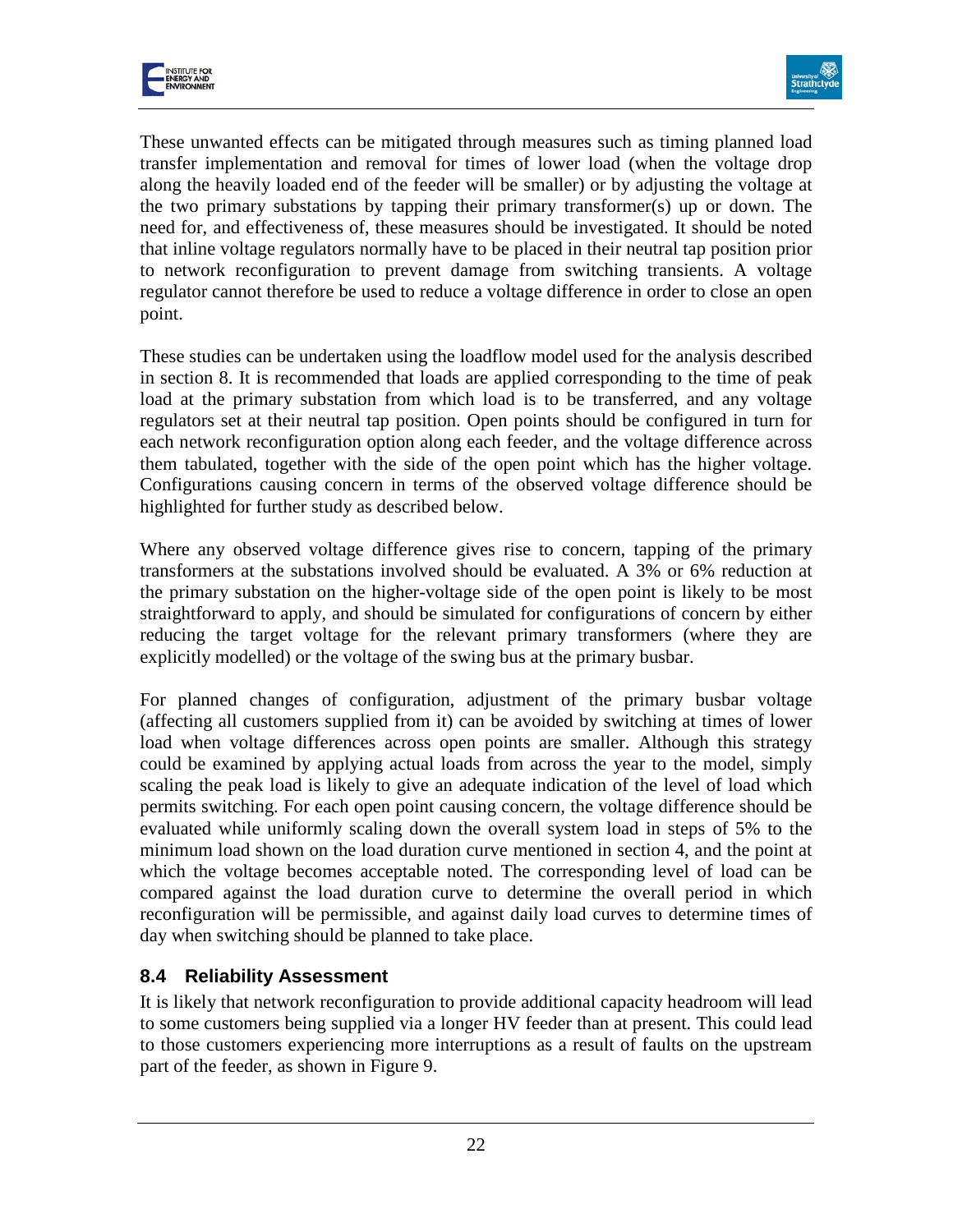These unwanted effects can be mitigated through measures such as timing planned load transfer implementation and removal for times of lower load (when the voltage drop along the heavily loaded end of the feeder will be smaller) or by adjusting the voltage at the two primary substations by tapping their primary transformer(s) up or down. The need for, and effectiveness of, these measures should be investigated. It should be noted that inline voltage regulators normally have to be placed in their neutral tap position prior to network reconfiguration to prevent damage from switching transients. A voltage regulator cannot therefore be used to reduce a voltage difference in order to close an open point.

These studies can be undertaken using the loadflow model used for the analysis described in section 8. It is recommended that loads are applied corresponding to the time of peak load at the primary substation from which load is to be transferred, and any voltage regulators set at their neutral tap position. Open points should be configured in turn for each network reconfiguration option along each feeder, and the voltage difference across them tabulated, together with the side of the open point which has the higher voltage. Configurations causing concern in terms of the observed voltage difference should be highlighted for further study as described below.

Where any observed voltage difference gives rise to concern, tapping of the primary transformers at the substations involved should be evaluated. A 3% or 6% reduction at the primary substation on the higher-voltage side of the open point is likely to be most straightforward to apply, and should be simulated for configurations of concern by either reducing the target voltage for the relevant primary transformers (where they are explicitly modelled) or the voltage of the swing bus at the primary busbar.

For planned changes of configuration, adjustment of the primary busbar voltage (affecting all customers supplied from it) can be avoided by switching at times of lower load when voltage differences across open points are smaller. Although this strategy could be examined by applying actual loads from across the year to the model, simply scaling the peak load is likely to give an adequate indication of the level of load which permits switching. For each open point causing concern, the voltage difference should be evaluated while uniformly scaling down the overall system load in steps of 5% to the minimum load shown on the load duration curve mentioned in section 4, and the point at which the voltage becomes acceptable noted. The corresponding level of load can be compared against the load duration curve to determine the overall period in which reconfiguration will be permissible, and against daily load curves to determine times of day when switching should be planned to take place.

### 8.4 Reliability Assessment

It is likely that network reconfiguration to provide additional capacity headroom will lead to some customers being supplied via a longer HV feeder than at present. This could lead to those customers experiencing more interruptions as a result of faults on the upstream part of the feeder, as shown in Figure 9.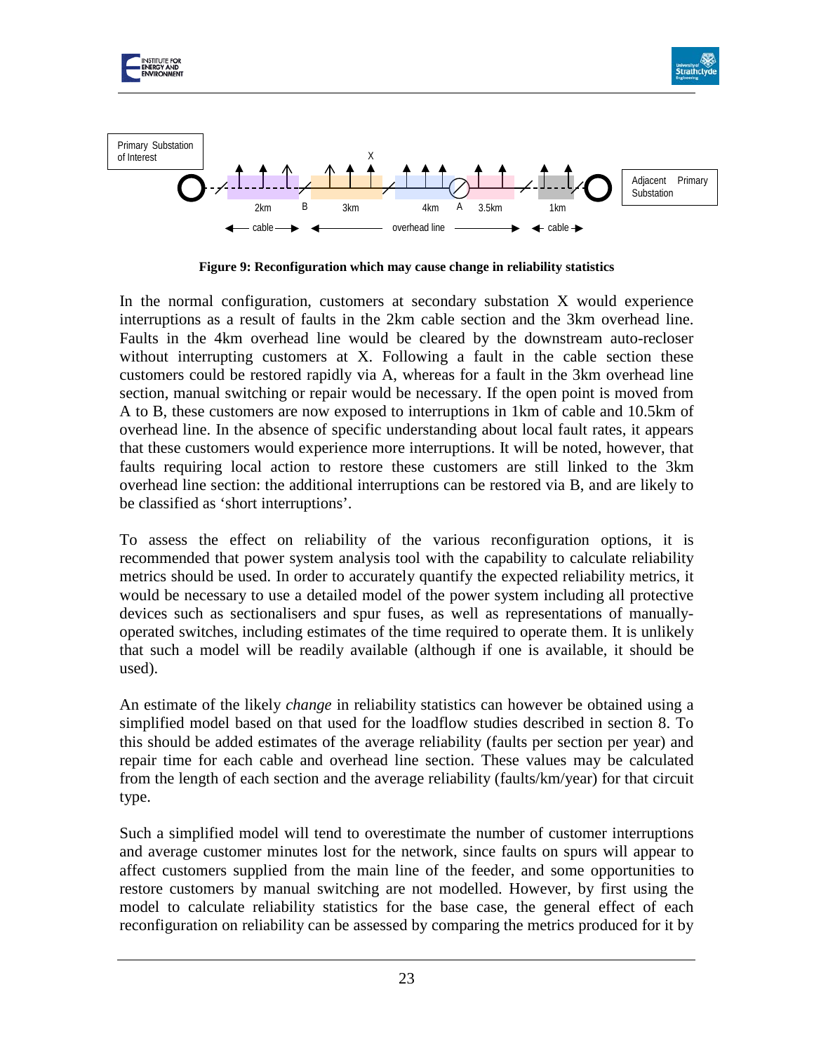Primary Substation of Interest

X

2km B 3km 4km A 3.5km 1km

cable — overhead line — cable

Adjacent Primary Substation

**Figure 9: Reconfiguration which may cause change in reliability statistics**

In the normal configuration, customers at secondary substation X would experience interruptions as a result of faults in the 2km cable section and the 3km overhead line. Faults in the 4km overhead line would be cleared by the downstream auto-recloser without interrupting customers at X. Following a fault in the cable section these customers could be restored rapidly via A, whereas for a fault in the 3km overhead line section, manual switching or repair would be necessary. If the open point is moved from A to B, these customers are now exposed to interruptions in 1km of cable and 10.5km of overhead line. In the absence of specific understanding about local fault rates, it appears that these customers would experience more interruptions. It will be noted, however, that faults requiring local action to restore these customers are still linked to the 3km overhead line section: the additional interruptions can be restored via B, and are likely to be classified as 'short interruptions'.

To assess the effect on reliability of the various reconfiguration options, it is recommended that power system analysis tool with the capability to calculate reliability metrics should be used. In order to accurately quantify the expected reliability metrics, it would be necessary to use a detailed model of the power system including all protective devices such as sectionalisers and spur fuses, as well as representations of manually-operated switches, including estimates of the time required to operate them. It is unlikely that such a model will be readily available (although if one is available, it should be used).

An estimate of the likely *change* in reliability statistics can however be obtained using a simplified model based on that used for the loadflow studies described in section 8. To this should be added estimates of the average reliability (faults per section per year) and repair time for each cable and overhead line section. These values may be calculated from the length of each section and the average reliability (faults/km/year) for that circuit type.

Such a simplified model will tend to overestimate the number of customer interruptions and average customer minutes lost for the network, since faults on spurs will appear to affect customers supplied from the main line of the feeder, and some opportunities to restore customers by manual switching are not modelled. However, by first using the model to calculate reliability statistics for the base case, the general effect of each reconfiguration on reliability can be assessed by comparing the metrics produced for it by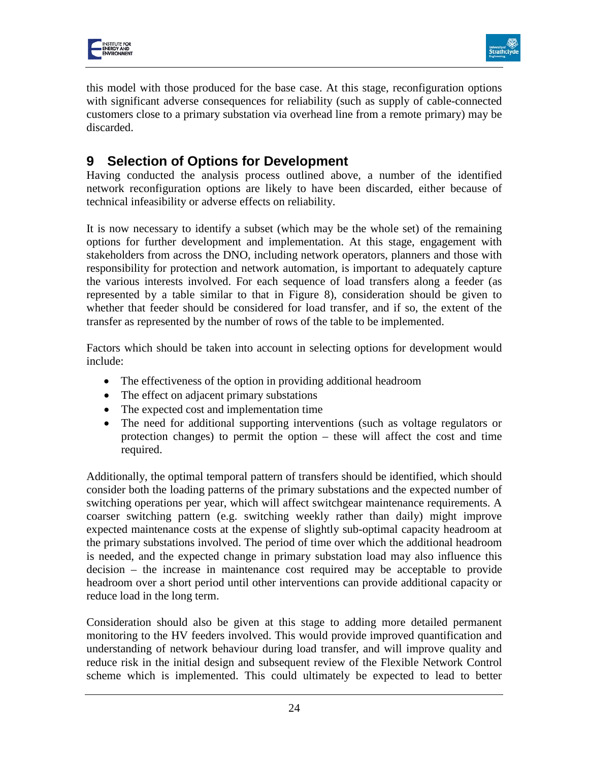this model with those produced for the base case. At this stage, reconfiguration options with significant adverse consequences for reliability (such as supply of cable-connected customers close to a primary substation via overhead line from a remote primary) may be discarded.

# 9 Selection of Options for Development

Having conducted the analysis process outlined above, a number of the identified network reconfiguration options are likely to have been discarded, either because of technical infeasibility or adverse effects on reliability.

It is now necessary to identify a subset (which may be the whole set) of the remaining options for further development and implementation. At this stage, engagement with stakeholders from across the DNO, including network operators, planners and those with responsibility for protection and network automation, is important to adequately capture the various interests involved. For each sequence of load transfers along a feeder (as represented by a table similar to that in Figure 8), consideration should be given to whether that feeder should be considered for load transfer, and if so, the extent of the transfer as represented by the number of rows of the table to be implemented.

Factors which should be taken into account in selecting options for development would include:

- The effectiveness of the option in providing additional headroom
- The effect on adjacent primary substations
- The expected cost and implementation time
- The need for additional supporting interventions (such as voltage regulators or protection changes) to permit the option – these will affect the cost and time required.

Additionally, the optimal temporal pattern of transfers should be identified, which should consider both the loading patterns of the primary substations and the expected number of switching operations per year, which will affect switchgear maintenance requirements. A coarser switching pattern (e.g. switching weekly rather than daily) might improve expected maintenance costs at the expense of slightly sub-optimal capacity headroom at the primary substations involved. The period of time over which the additional headroom is needed, and the expected change in primary substation load may also influence this decision – the increase in maintenance cost required may be acceptable to provide headroom over a short period until other interventions can provide additional capacity or reduce load in the long term.

Consideration should also be given at this stage to adding more detailed permanent monitoring to the HV feeders involved. This would provide improved quantification and understanding of network behaviour during load transfer, and will improve quality and reduce risk in the initial design and subsequent review of the Flexible Network Control scheme which is implemented. This could ultimately be expected to lead to better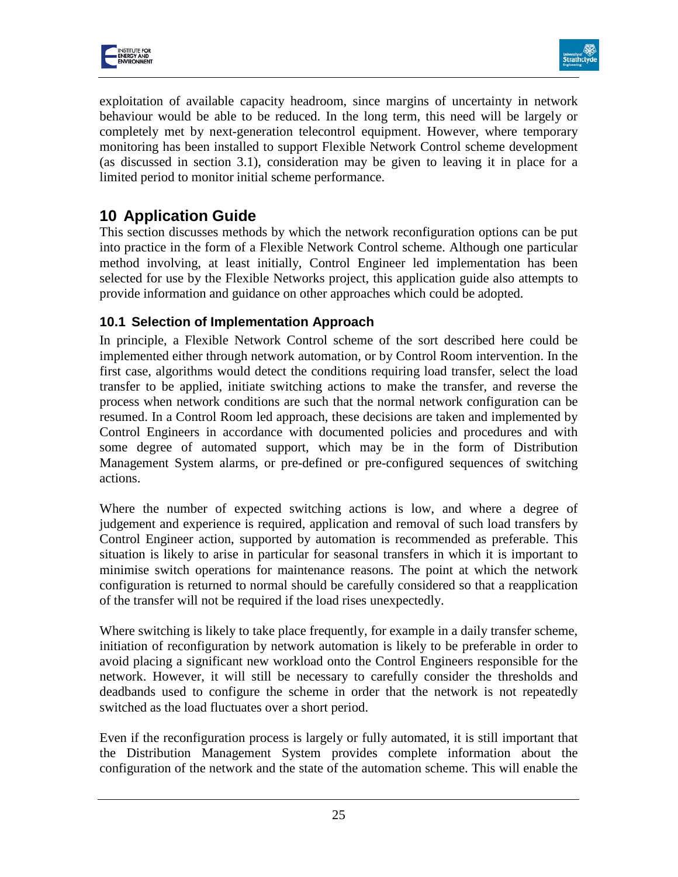exploitation of available capacity headroom, since margins of uncertainty in network behaviour would be able to be reduced. In the long term, this need will be largely or completely met by next-generation telecontrol equipment. However, where temporary monitoring has been installed to support Flexible Network Control scheme development (as discussed in section 3.1), consideration may be given to leaving it in place for a limited period to monitor initial scheme performance.

# 10 Application Guide

This section discusses methods by which the network reconfiguration options can be put into practice in the form of a Flexible Network Control scheme. Although one particular method involving, at least initially, Control Engineer led implementation has been selected for use by the Flexible Networks project, this application guide also attempts to provide information and guidance on other approaches which could be adopted.

## 10.1 Selection of Implementation Approach

In principle, a Flexible Network Control scheme of the sort described here could be implemented either through network automation, or by Control Room intervention. In the first case, algorithms would detect the conditions requiring load transfer, select the load transfer to be applied, initiate switching actions to make the transfer, and reverse the process when network conditions are such that the normal network configuration can be resumed. In a Control Room led approach, these decisions are taken and implemented by Control Engineers in accordance with documented policies and procedures and with some degree of automated support, which may be in the form of Distribution Management System alarms, or pre-defined or pre-configured sequences of switching actions.

Where the number of expected switching actions is low, and where a degree of judgement and experience is required, application and removal of such load transfers by Control Engineer action, supported by automation is recommended as preferable. This situation is likely to arise in particular for seasonal transfers in which it is important to minimise switch operations for maintenance reasons. The point at which the network configuration is returned to normal should be carefully considered so that a reapplication of the transfer will not be required if the load rises unexpectedly.

Where switching is likely to take place frequently, for example in a daily transfer scheme, initiation of reconfiguration by network automation is likely to be preferable in order to avoid placing a significant new workload onto the Control Engineers responsible for the network. However, it will still be necessary to carefully consider the thresholds and deadbands used to configure the scheme in order that the network is not repeatedly switched as the load fluctuates over a short period.

Even if the reconfiguration process is largely or fully automated, it is still important that the Distribution Management System provides complete information about the configuration of the network and the state of the automation scheme. This will enable the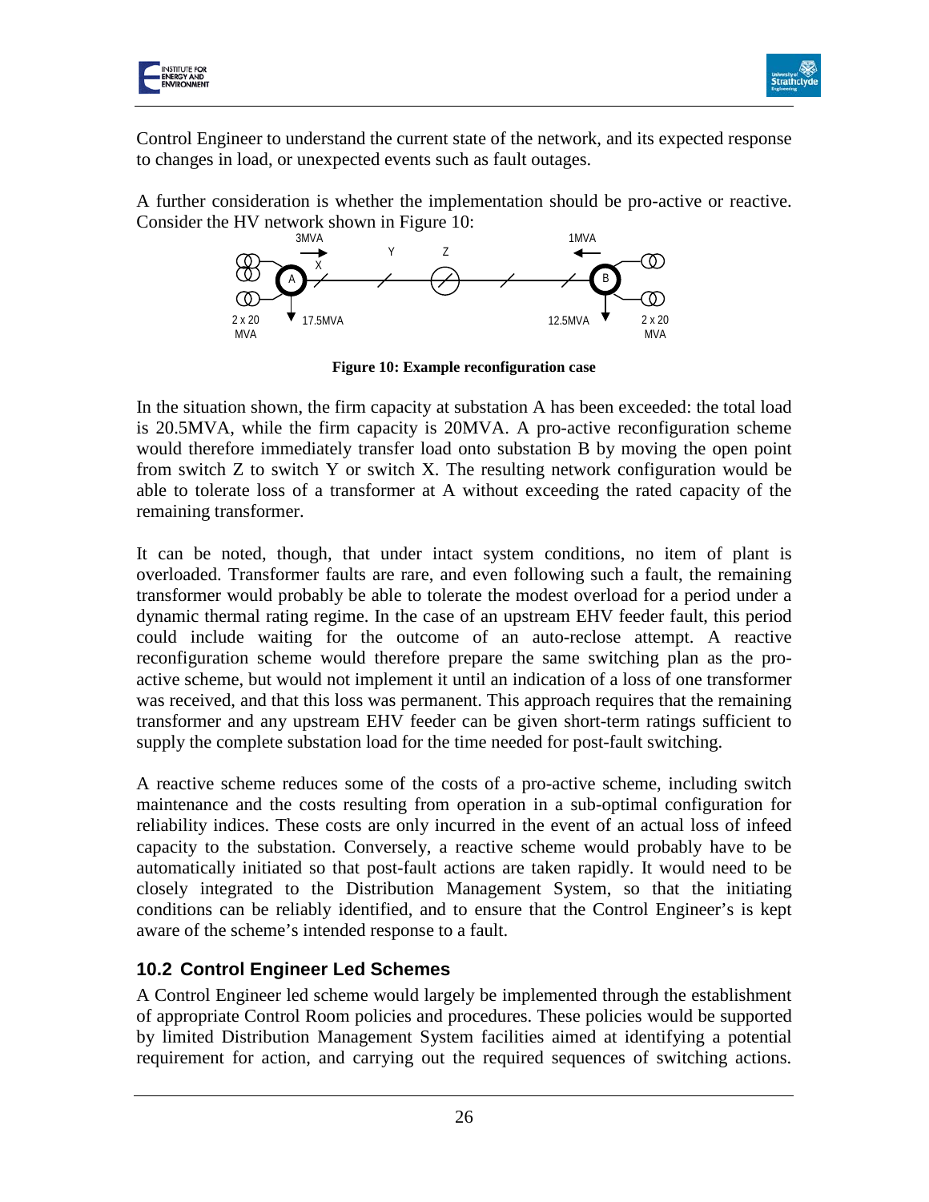Control Engineer to understand the current state of the network, and its expected response to changes in load, or unexpected events such as fault outages.

A further consideration is whether the implementation should be pro-active or reactive. Consider the HV network shown in Figure 10:

**Figure 10: Example reconfiguration case**

In the situation shown, the firm capacity at substation A has been exceeded: the total load is 20.5MVA, while the firm capacity is 20MVA. A pro-active reconfiguration scheme would therefore immediately transfer load onto substation B by moving the open point from switch Z to switch Y or switch X. The resulting network configuration would be able to tolerate loss of a transformer at A without exceeding the rated capacity of the remaining transformer.

It can be noted, though, that under intact system conditions, no item of plant is overloaded. Transformer faults are rare, and even following such a fault, the remaining transformer would probably be able to tolerate the modest overload for a period under a dynamic thermal rating regime. In the case of an upstream EHV feeder fault, this period could include waiting for the outcome of an auto-reclose attempt. A reactive reconfiguration scheme would therefore prepare the same switching plan as the pro-active scheme, but would not implement it until an indication of a loss of one transformer was received, and that this loss was permanent. This approach requires that the remaining transformer and any upstream EHV feeder can be given short-term ratings sufficient to supply the complete substation load for the time needed for post-fault switching.

A reactive scheme reduces some of the costs of a pro-active scheme, including switch maintenance and the costs resulting from operation in a sub-optimal configuration for reliability indices. These costs are only incurred in the event of an actual loss of infeed capacity to the substation. Conversely, a reactive scheme would probably have to be automatically initiated so that post-fault actions are taken rapidly. It would need to be closely integrated to the Distribution Management System, so that the initiating conditions can be reliably identified, and to ensure that the Control Engineer's is kept aware of the scheme's intended response to a fault.

## 10.2 Control Engineer Led Schemes

A Control Engineer led scheme would largely be implemented through the establishment of appropriate Control Room policies and procedures. These policies would be supported by limited Distribution Management System facilities aimed at identifying a potential requirement for action, and carrying out the required sequences of switching actions.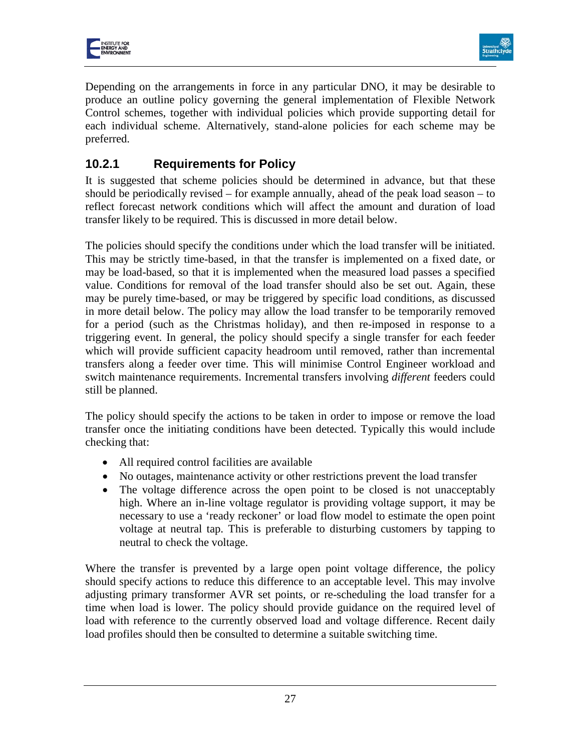Depending on the arrangements in force in any particular DNO, it may be desirable to produce an outline policy governing the general implementation of Flexible Network Control schemes, together with individual policies which provide supporting detail for each individual scheme. Alternatively, stand-alone policies for each scheme may be preferred.

### 10.2.1 Requirements for Policy

It is suggested that scheme policies should be determined in advance, but that these should be periodically revised – for example annually, ahead of the peak load season – to reflect forecast network conditions which will affect the amount and duration of load transfer likely to be required. This is discussed in more detail below.

The policies should specify the conditions under which the load transfer will be initiated. This may be strictly time-based, in that the transfer is implemented on a fixed date, or may be load-based, so that it is implemented when the measured load passes a specified value. Conditions for removal of the load transfer should also be set out. Again, these may be purely time-based, or may be triggered by specific load conditions, as discussed in more detail below. The policy may allow the load transfer to be temporarily removed for a period (such as the Christmas holiday), and then re-imposed in response to a triggering event. In general, the policy should specify a single transfer for each feeder which will provide sufficient capacity headroom until removed, rather than incremental transfers along a feeder over time. This will minimise Control Engineer workload and switch maintenance requirements. Incremental transfers involving *different* feeders could still be planned.

The policy should specify the actions to be taken in order to impose or remove the load transfer once the initiating conditions have been detected. Typically this would include checking that:

- All required control facilities are available
- No outages, maintenance activity or other restrictions prevent the load transfer
- The voltage difference across the open point to be closed is not unacceptably high. Where an in-line voltage regulator is providing voltage support, it may be necessary to use a 'ready reckoner' or load flow model to estimate the open point voltage at neutral tap. This is preferable to disturbing customers by tapping to neutral to check the voltage.

Where the transfer is prevented by a large open point voltage difference, the policy should specify actions to reduce this difference to an acceptable level. This may involve adjusting primary transformer AVR set points, or re-scheduling the load transfer for a time when load is lower. The policy should provide guidance on the required level of load with reference to the currently observed load and voltage difference. Recent daily load profiles should then be consulted to determine a suitable switching time.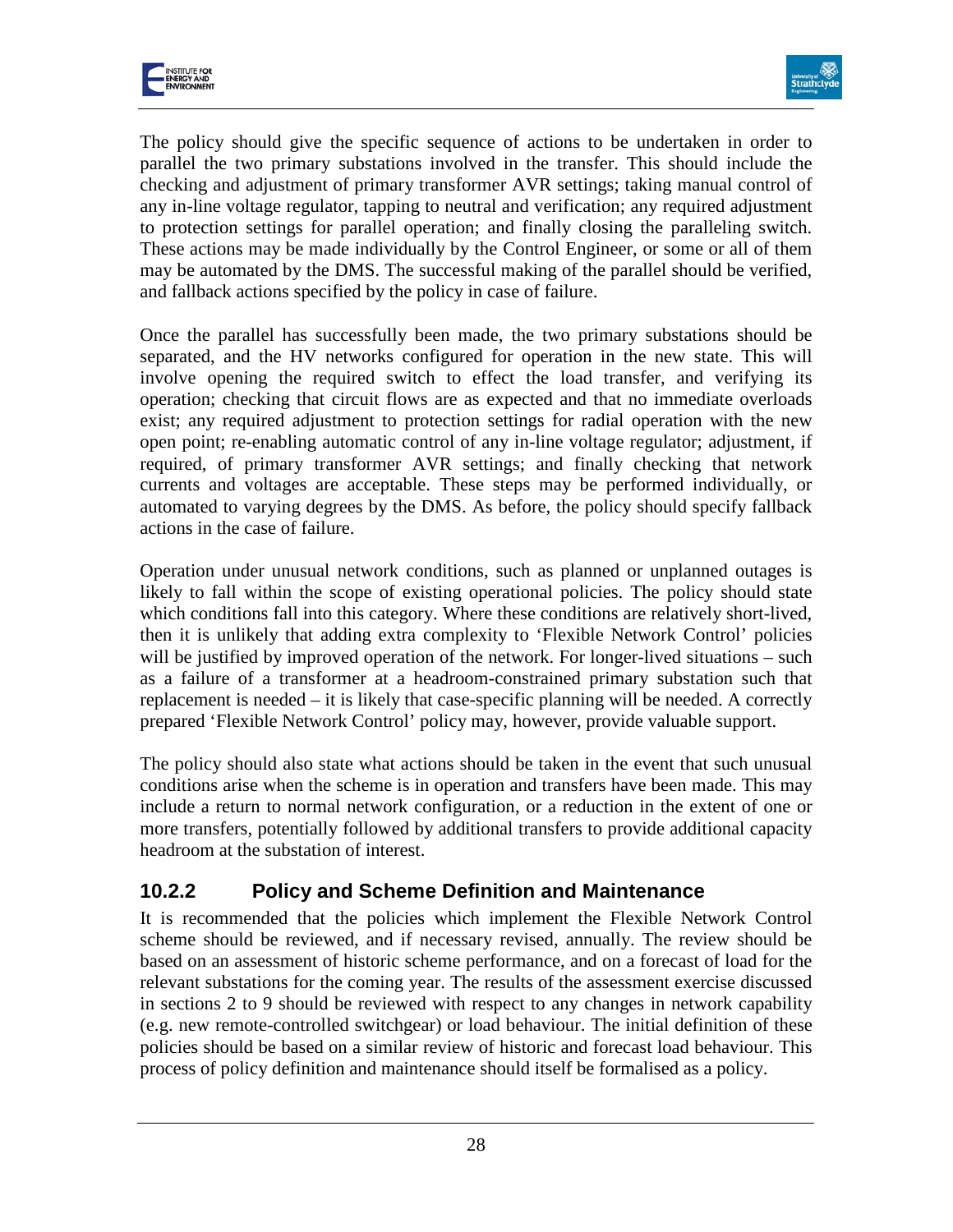The policy should give the specific sequence of actions to be undertaken in order to parallel the two primary substations involved in the transfer. This should include the checking and adjustment of primary transformer AVR settings; taking manual control of any in-line voltage regulator, tapping to neutral and verification; any required adjustment to protection settings for parallel operation; and finally closing the paralleling switch. These actions may be made individually by the Control Engineer, or some or all of them may be automated by the DMS. The successful making of the parallel should be verified, and fallback actions specified by the policy in case of failure.

Once the parallel has successfully been made, the two primary substations should be separated, and the HV networks configured for operation in the new state. This will involve opening the required switch to effect the load transfer, and verifying its operation; checking that circuit flows are as expected and that no immediate overloads exist; any required adjustment to protection settings for radial operation with the new open point; re-enabling automatic control of any in-line voltage regulator; adjustment, if required, of primary transformer AVR settings; and finally checking that network currents and voltages are acceptable. These steps may be performed individually, or automated to varying degrees by the DMS. As before, the policy should specify fallback actions in the case of failure.

Operation under unusual network conditions, such as planned or unplanned outages is likely to fall within the scope of existing operational policies. The policy should state which conditions fall into this category. Where these conditions are relatively short-lived, then it is unlikely that adding extra complexity to 'Flexible Network Control' policies will be justified by improved operation of the network. For longer-lived situations – such as a failure of a transformer at a headroom-constrained primary substation such that replacement is needed – it is likely that case-specific planning will be needed. A correctly prepared 'Flexible Network Control' policy may, however, provide valuable support.

The policy should also state what actions should be taken in the event that such unusual conditions arise when the scheme is in operation and transfers have been made. This may include a return to normal network configuration, or a reduction in the extent of one or more transfers, potentially followed by additional transfers to provide additional capacity headroom at the substation of interest.

### 10.2.2 Policy and Scheme Definition and Maintenance

It is recommended that the policies which implement the Flexible Network Control scheme should be reviewed, and if necessary revised, annually. The review should be based on an assessment of historic scheme performance, and on a forecast of load for the relevant substations for the coming year. The results of the assessment exercise discussed in sections 2 to 9 should be reviewed with respect to any changes in network capability (e.g. new remote-controlled switchgear) or load behaviour. The initial definition of these policies should be based on a similar review of historic and forecast load behaviour. This process of policy definition and maintenance should itself be formalised as a policy.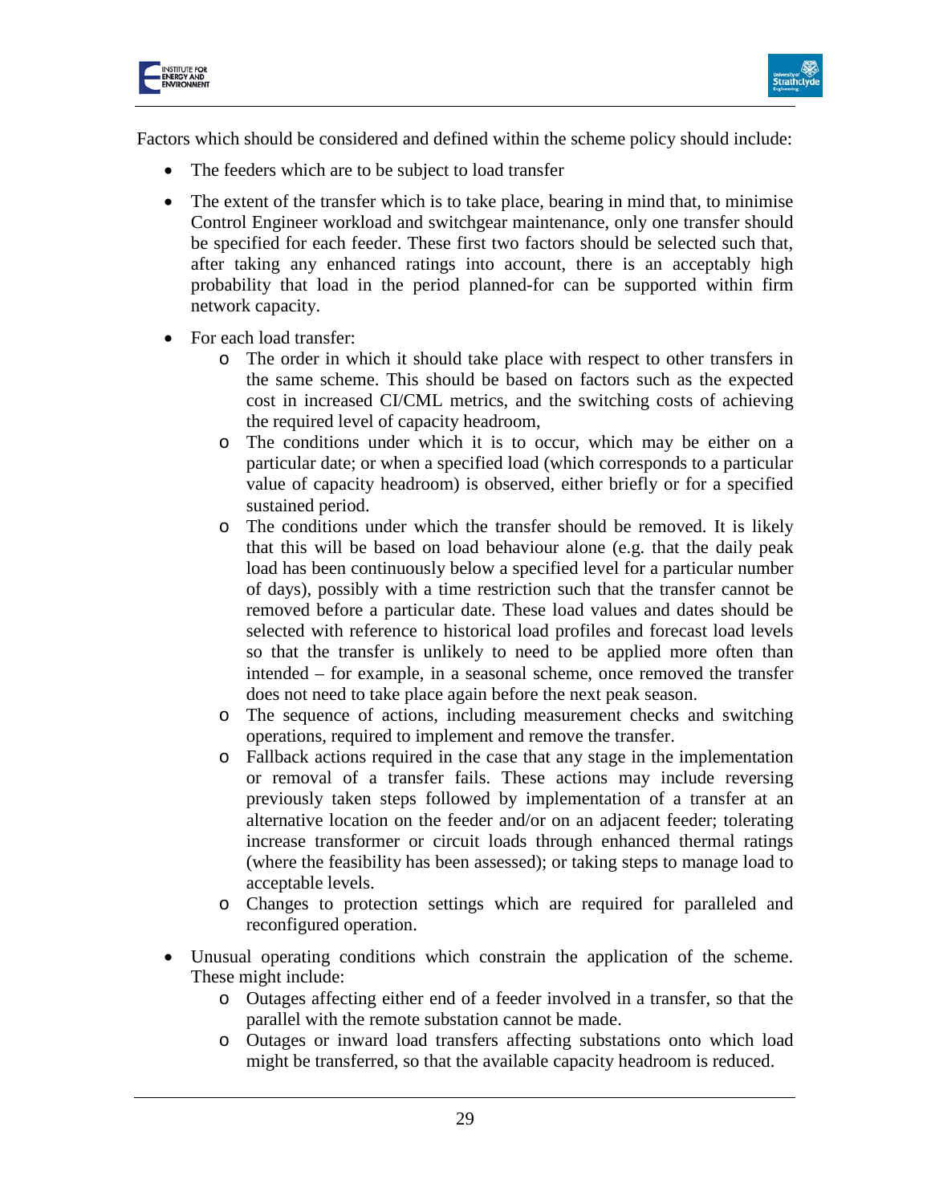Factors which should be considered and defined within the scheme policy should include:

- The feeders which are to be subject to load transfer
- The extent of the transfer which is to take place, bearing in mind that, to minimise Control Engineer workload and switchgear maintenance, only one transfer should be specified for each feeder. These first two factors should be selected such that, after taking any enhanced ratings into account, there is an acceptably high probability that load in the period planned-for can be supported within firm network capacity.
- For each load transfer:
  - The order in which it should take place with respect to other transfers in the same scheme. This should be based on factors such as the expected cost in increased CI/CML metrics, and the switching costs of achieving the required level of capacity headroom,
  - The conditions under which it is to occur, which may be either on a particular date; or when a specified load (which corresponds to a particular value of capacity headroom) is observed, either briefly or for a specified sustained period.
  - The conditions under which the transfer should be removed. It is likely that this will be based on load behaviour alone (e.g. that the daily peak load has been continuously below a specified level for a particular number of days), possibly with a time restriction such that the transfer cannot be removed before a particular date. These load values and dates should be selected with reference to historical load profiles and forecast load levels so that the transfer is unlikely to need to be applied more often than intended – for example, in a seasonal scheme, once removed the transfer does not need to take place again before the next peak season.
  - The sequence of actions, including measurement checks and switching operations, required to implement and remove the transfer.
  - Fallback actions required in the case that any stage in the implementation or removal of a transfer fails. These actions may include reversing previously taken steps followed by implementation of a transfer at an alternative location on the feeder and/or on an adjacent feeder; tolerating increase transformer or circuit loads through enhanced thermal ratings (where the feasibility has been assessed); or taking steps to manage load to acceptable levels.
  - Changes to protection settings which are required for paralleled and reconfigured operation.
- Unusual operating conditions which constrain the application of the scheme. These might include:
  - Outages affecting either end of a feeder involved in a transfer, so that the parallel with the remote substation cannot be made.
  - Outages or inward load transfers affecting substations onto which load might be transferred, so that the available capacity headroom is reduced.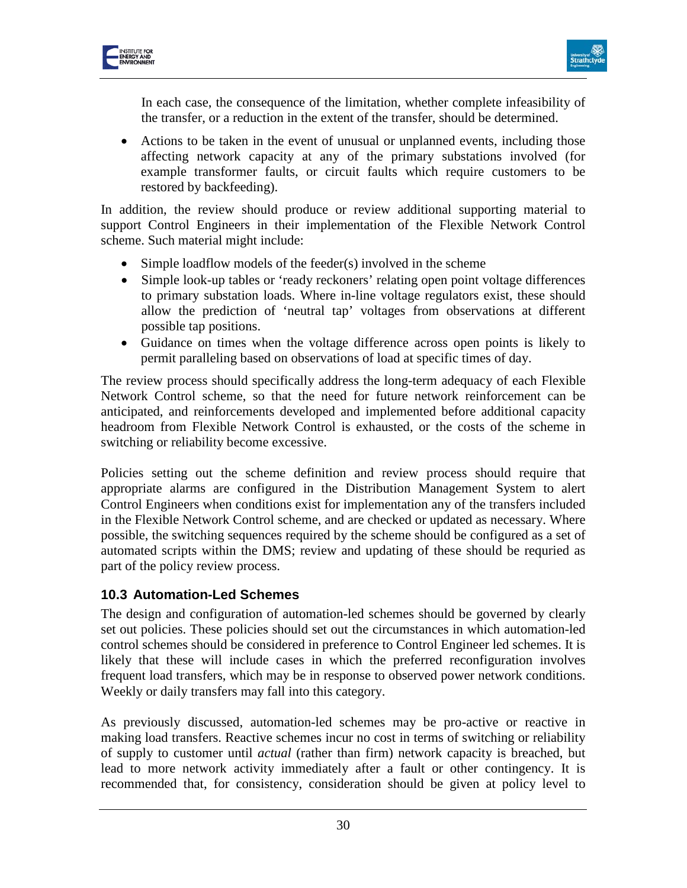In each case, the consequence of the limitation, whether complete infeasibility of the transfer, or a reduction in the extent of the transfer, should be determined.

- Actions to be taken in the event of unusual or unplanned events, including those affecting network capacity at any of the primary substations involved (for example transformer faults, or circuit faults which require customers to be restored by backfeeding).

In addition, the review should produce or review additional supporting material to support Control Engineers in their implementation of the Flexible Network Control scheme. Such material might include:

- Simple loadflow models of the feeder(s) involved in the scheme
- Simple look-up tables or 'ready reckoners' relating open point voltage differences to primary substation loads. Where in-line voltage regulators exist, these should allow the prediction of 'neutral tap' voltages from observations at different possible tap positions.
- Guidance on times when the voltage difference across open points is likely to permit paralleling based on observations of load at specific times of day.

The review process should specifically address the long-term adequacy of each Flexible Network Control scheme, so that the need for future network reinforcement can be anticipated, and reinforcements developed and implemented before additional capacity headroom from Flexible Network Control is exhausted, or the costs of the scheme in switching or reliability become excessive.

Policies setting out the scheme definition and review process should require that appropriate alarms are configured in the Distribution Management System to alert Control Engineers when conditions exist for implementation any of the transfers included in the Flexible Network Control scheme, and are checked or updated as necessary. Where possible, the switching sequences required by the scheme should be configured as a set of automated scripts within the DMS; review and updating of these should be requried as part of the policy review process.

## 10.3 Automation-Led Schemes

The design and configuration of automation-led schemes should be governed by clearly set out policies. These policies should set out the circumstances in which automation-led control schemes should be considered in preference to Control Engineer led schemes. It is likely that these will include cases in which the preferred reconfiguration involves frequent load transfers, which may be in response to observed power network conditions. Weekly or daily transfers may fall into this category.

As previously discussed, automation-led schemes may be pro-active or reactive in making load transfers. Reactive schemes incur no cost in terms of switching or reliability of supply to customer until *actual* (rather than firm) network capacity is breached, but lead to more network activity immediately after a fault or other contingency. It is recommended that, for consistency, consideration should be given at policy level to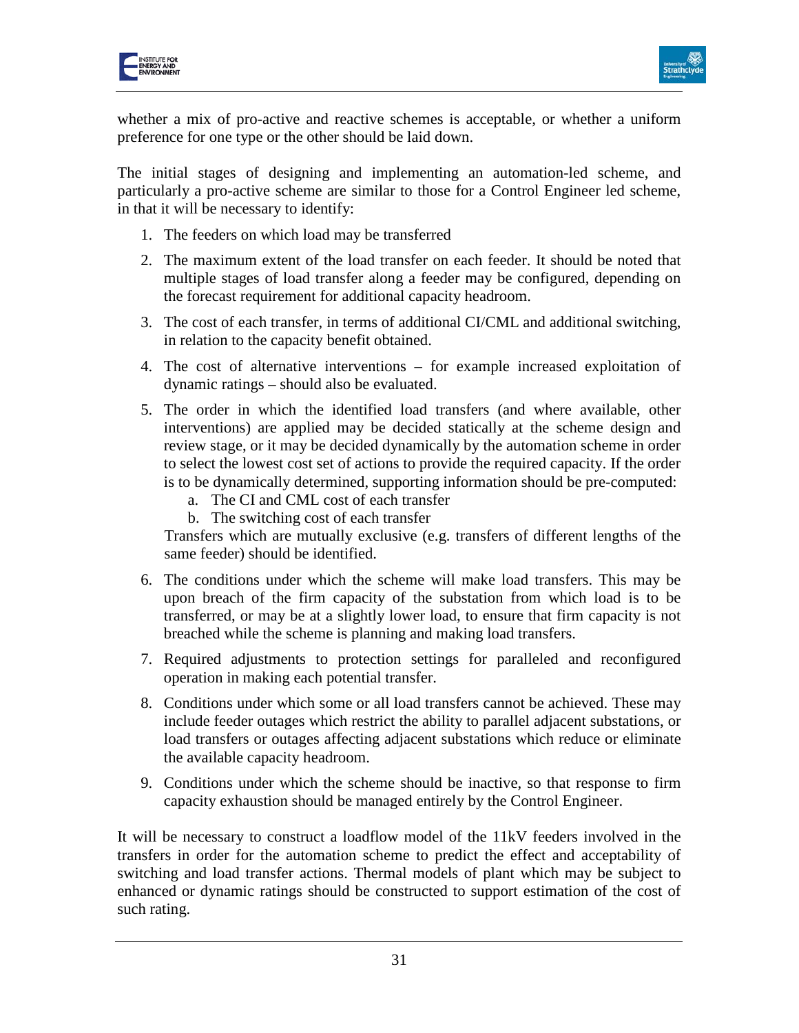whether a mix of pro-active and reactive schemes is acceptable, or whether a uniform preference for one type or the other should be laid down.

The initial stages of designing and implementing an automation-led scheme, and particularly a pro-active scheme are similar to those for a Control Engineer led scheme, in that it will be necessary to identify:

1. The feeders on which load may be transferred
2. The maximum extent of the load transfer on each feeder. It should be noted that multiple stages of load transfer along a feeder may be configured, depending on the forecast requirement for additional capacity headroom.
3. The cost of each transfer, in terms of additional CI/CML and additional switching, in relation to the capacity benefit obtained.
4. The cost of alternative interventions – for example increased exploitation of dynamic ratings – should also be evaluated.
5. The order in which the identified load transfers (and where available, other interventions) are applied may be decided statically at the scheme design and review stage, or it may be decided dynamically by the automation scheme in order to select the lowest cost set of actions to provide the required capacity. If the order is to be dynamically determined, supporting information should be pre-computed:
    a. The CI and CML cost of each transfer
    b. The switching cost of each transfer

    Transfers which are mutually exclusive (e.g. transfers of different lengths of the same feeder) should be identified.
6. The conditions under which the scheme will make load transfers. This may be upon breach of the firm capacity of the substation from which load is to be transferred, or may be at a slightly lower load, to ensure that firm capacity is not breached while the scheme is planning and making load transfers.
7. Required adjustments to protection settings for paralleled and reconfigured operation in making each potential transfer.
8. Conditions under which some or all load transfers cannot be achieved. These may include feeder outages which restrict the ability to parallel adjacent substations, or load transfers or outages affecting adjacent substations which reduce or eliminate the available capacity headroom.
9. Conditions under which the scheme should be inactive, so that response to firm capacity exhaustion should be managed entirely by the Control Engineer.

It will be necessary to construct a loadflow model of the 11kV feeders involved in the transfers in order for the automation scheme to predict the effect and acceptability of switching and load transfer actions. Thermal models of plant which may be subject to enhanced or dynamic ratings should be constructed to support estimation of the cost of such rating.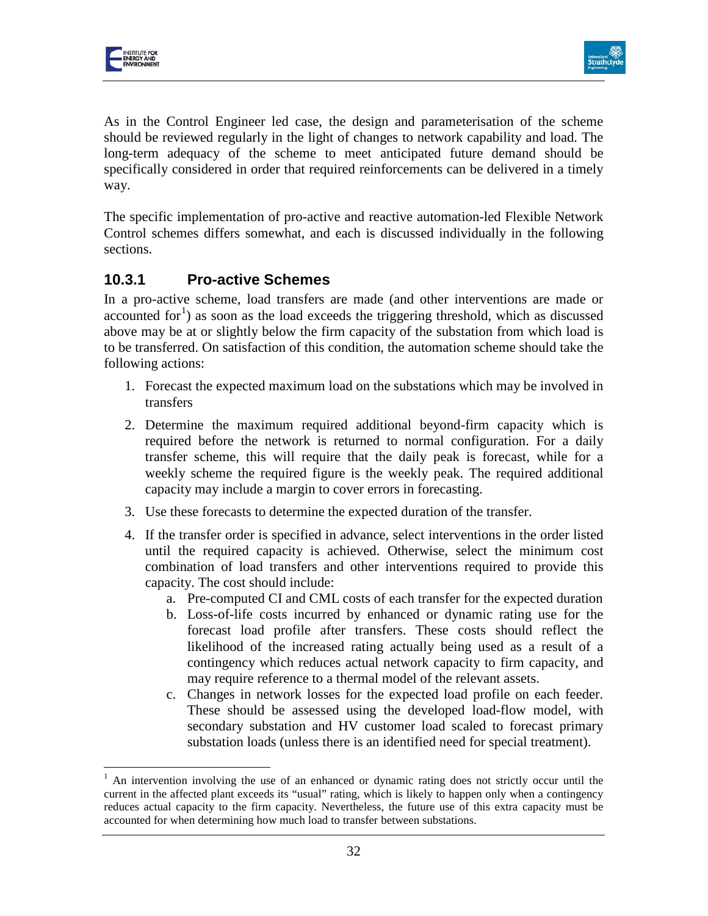As in the Control Engineer led case, the design and parameterisation of the scheme should be reviewed regularly in the light of changes to network capability and load. The long-term adequacy of the scheme to meet anticipated future demand should be specifically considered in order that required reinforcements can be delivered in a timely way.

The specific implementation of pro-active and reactive automation-led Flexible Network Control schemes differs somewhat, and each is discussed individually in the following sections.

### 10.3.1 Pro-active Schemes

In a pro-active scheme, load transfers are made (and other interventions are made or accounted for[1]) as soon as the load exceeds the triggering threshold, which as discussed above may be at or slightly below the firm capacity of the substation from which load is to be transferred. On satisfaction of this condition, the automation scheme should take the following actions:

1. Forecast the expected maximum load on the substations which may be involved in transfers
2. Determine the maximum required additional beyond-firm capacity which is required before the network is returned to normal configuration. For a daily transfer scheme, this will require that the daily peak is forecast, while for a weekly scheme the required figure is the weekly peak. The required additional capacity may include a margin to cover errors in forecasting.
3. Use these forecasts to determine the expected duration of the transfer.
4. If the transfer order is specified in advance, select interventions in the order listed until the required capacity is achieved. Otherwise, select the minimum cost combination of load transfers and other interventions required to provide this capacity. The cost should include:
   a. Pre-computed CI and CML costs of each transfer for the expected duration
   b. Loss-of-life costs incurred by enhanced or dynamic rating use for the forecast load profile after transfers. These costs should reflect the likelihood of the increased rating actually being used as a result of a contingency which reduces actual network capacity to firm capacity, and may require reference to a thermal model of the relevant assets.
   c. Changes in network losses for the expected load profile on each feeder. These should be assessed using the developed load-flow model, with secondary substation and HV customer load scaled to forecast primary substation loads (unless there is an identified need for special treatment).

[1] An intervention involving the use of an enhanced or dynamic rating does not strictly occur until the current in the affected plant exceeds its "usual" rating, which is likely to happen only when a contingency reduces actual capacity to the firm capacity. Nevertheless, the future use of this extra capacity must be accounted for when determining how much load to transfer between substations.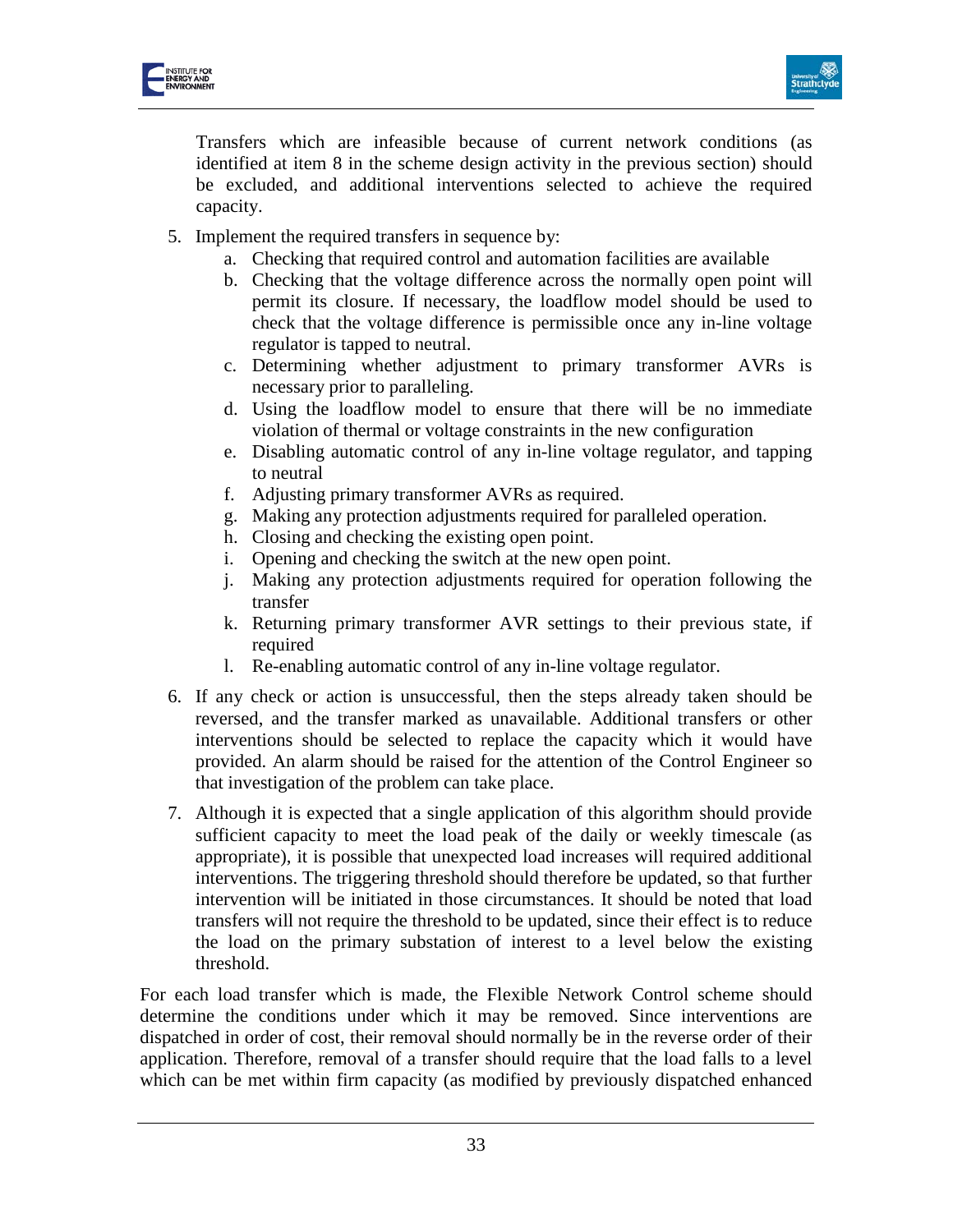Transfers which are infeasible because of current network conditions (as identified at item 8 in the scheme design activity in the previous section) should be excluded, and additional interventions selected to achieve the required capacity.

5. Implement the required transfers in sequence by:
   a. Checking that required control and automation facilities are available
   b. Checking that the voltage difference across the normally open point will permit its closure. If necessary, the loadflow model should be used to check that the voltage difference is permissible once any in-line voltage regulator is tapped to neutral.
   c. Determining whether adjustment to primary transformer AVRs is necessary prior to paralleling.
   d. Using the loadflow model to ensure that there will be no immediate violation of thermal or voltage constraints in the new configuration
   e. Disabling automatic control of any in-line voltage regulator, and tapping to neutral
   f. Adjusting primary transformer AVRs as required.
   g. Making any protection adjustments required for paralleled operation.
   h. Closing and checking the existing open point.
   i. Opening and checking the switch at the new open point.
   j. Making any protection adjustments required for operation following the transfer
   k. Returning primary transformer AVR settings to their previous state, if required
   l. Re-enabling automatic control of any in-line voltage regulator.

6. If any check or action is unsuccessful, then the steps already taken should be reversed, and the transfer marked as unavailable. Additional transfers or other interventions should be selected to replace the capacity which it would have provided. An alarm should be raised for the attention of the Control Engineer so that investigation of the problem can take place.

7. Although it is expected that a single application of this algorithm should provide sufficient capacity to meet the load peak of the daily or weekly timescale (as appropriate), it is possible that unexpected load increases will required additional interventions. The triggering threshold should therefore be updated, so that further intervention will be initiated in those circumstances. It should be noted that load transfers will not require the threshold to be updated, since their effect is to reduce the load on the primary substation of interest to a level below the existing threshold.

For each load transfer which is made, the Flexible Network Control scheme should determine the conditions under which it may be removed. Since interventions are dispatched in order of cost, their removal should normally be in the reverse order of their application. Therefore, removal of a transfer should require that the load falls to a level which can be met within firm capacity (as modified by previously dispatched enhanced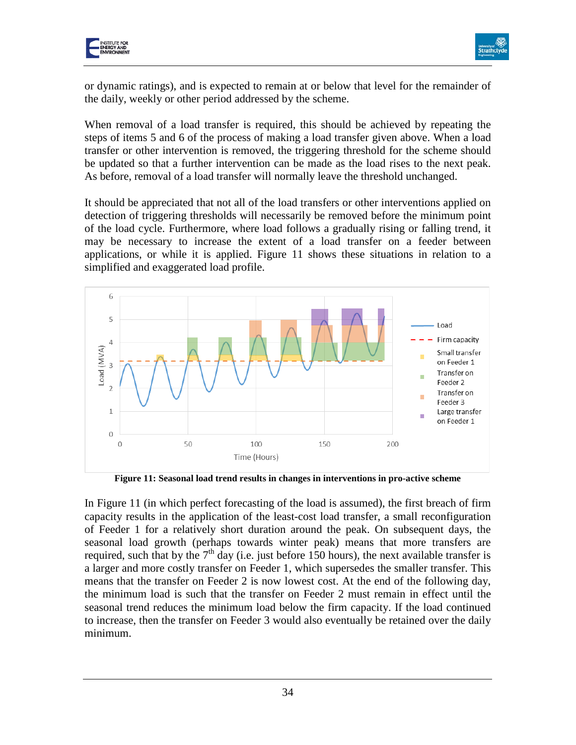or dynamic ratings), and is expected to remain at or below that level for the remainder of the daily, weekly or other period addressed by the scheme.

When removal of a load transfer is required, this should be achieved by repeating the steps of items 5 and 6 of the process of making a load transfer given above. When a load transfer or other intervention is removed, the triggering threshold for the scheme should be updated so that a further intervention can be made as the load rises to the next peak. As before, removal of a load transfer will normally leave the threshold unchanged.

It should be appreciated that not all of the load transfers or other interventions applied on detection of triggering thresholds will necessarily be removed before the minimum point of the load cycle. Furthermore, where load follows a gradually rising or falling trend, it may be necessary to increase the extent of a load transfer on a feeder between applications, or while it is applied. Figure 11 shows these situations in relation to a simplified and exaggerated load profile.

**Figure 11: Seasonal load trend results in changes in interventions in pro-active scheme**

In Figure 11 (in which perfect forecasting of the load is assumed), the first breach of firm capacity results in the application of the least-cost load transfer, a small reconfiguration of Feeder 1 for a relatively short duration around the peak. On subsequent days, the seasonal load growth (perhaps towards winter peak) means that more transfers are required, such that by the 7th day (i.e. just before 150 hours), the next available transfer is a larger and more costly transfer on Feeder 1, which supersedes the smaller transfer. This means that the transfer on Feeder 2 is now lowest cost. At the end of the following day, the minimum load is such that the transfer on Feeder 2 must remain in effect until the seasonal trend reduces the minimum load below the firm capacity. If the load continued to increase, then the transfer on Feeder 3 would also eventually be retained over the daily minimum.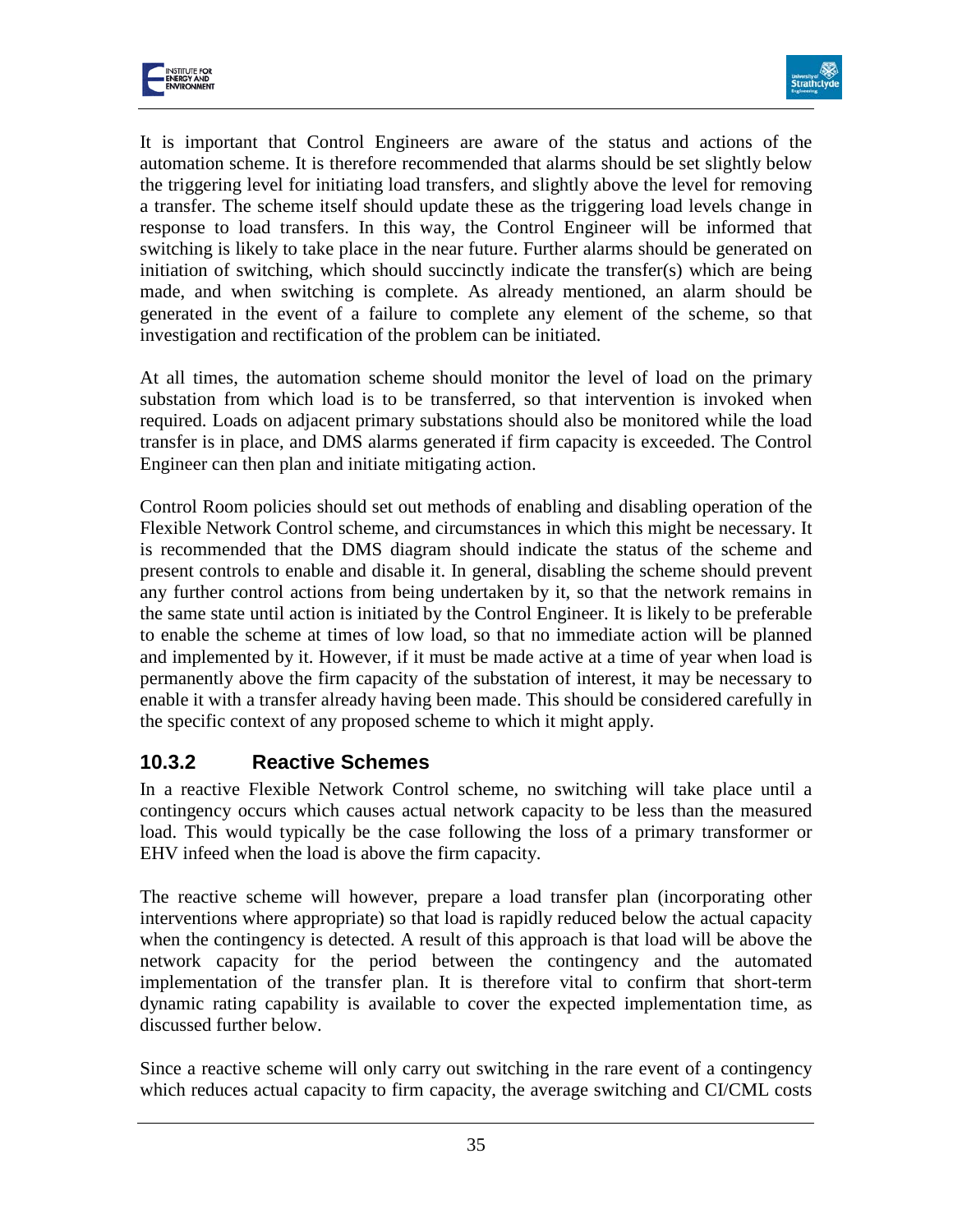It is important that Control Engineers are aware of the status and actions of the automation scheme. It is therefore recommended that alarms should be set slightly below the triggering level for initiating load transfers, and slightly above the level for removing a transfer. The scheme itself should update these as the triggering load levels change in response to load transfers. In this way, the Control Engineer will be informed that switching is likely to take place in the near future. Further alarms should be generated on initiation of switching, which should succinctly indicate the transfer(s) which are being made, and when switching is complete. As already mentioned, an alarm should be generated in the event of a failure to complete any element of the scheme, so that investigation and rectification of the problem can be initiated.

At all times, the automation scheme should monitor the level of load on the primary substation from which load is to be transferred, so that intervention is invoked when required. Loads on adjacent primary substations should also be monitored while the load transfer is in place, and DMS alarms generated if firm capacity is exceeded. The Control Engineer can then plan and initiate mitigating action.

Control Room policies should set out methods of enabling and disabling operation of the Flexible Network Control scheme, and circumstances in which this might be necessary. It is recommended that the DMS diagram should indicate the status of the scheme and present controls to enable and disable it. In general, disabling the scheme should prevent any further control actions from being undertaken by it, so that the network remains in the same state until action is initiated by the Control Engineer. It is likely to be preferable to enable the scheme at times of low load, so that no immediate action will be planned and implemented by it. However, if it must be made active at a time of year when load is permanently above the firm capacity of the substation of interest, it may be necessary to enable it with a transfer already having been made. This should be considered carefully in the specific context of any proposed scheme to which it might apply.

### 10.3.2 Reactive Schemes

In a reactive Flexible Network Control scheme, no switching will take place until a contingency occurs which causes actual network capacity to be less than the measured load. This would typically be the case following the loss of a primary transformer or EHV infeed when the load is above the firm capacity.

The reactive scheme will however, prepare a load transfer plan (incorporating other interventions where appropriate) so that load is rapidly reduced below the actual capacity when the contingency is detected. A result of this approach is that load will be above the network capacity for the period between the contingency and the automated implementation of the transfer plan. It is therefore vital to confirm that short-term dynamic rating capability is available to cover the expected implementation time, as discussed further below.

Since a reactive scheme will only carry out switching in the rare event of a contingency which reduces actual capacity to firm capacity, the average switching and CI/CML costs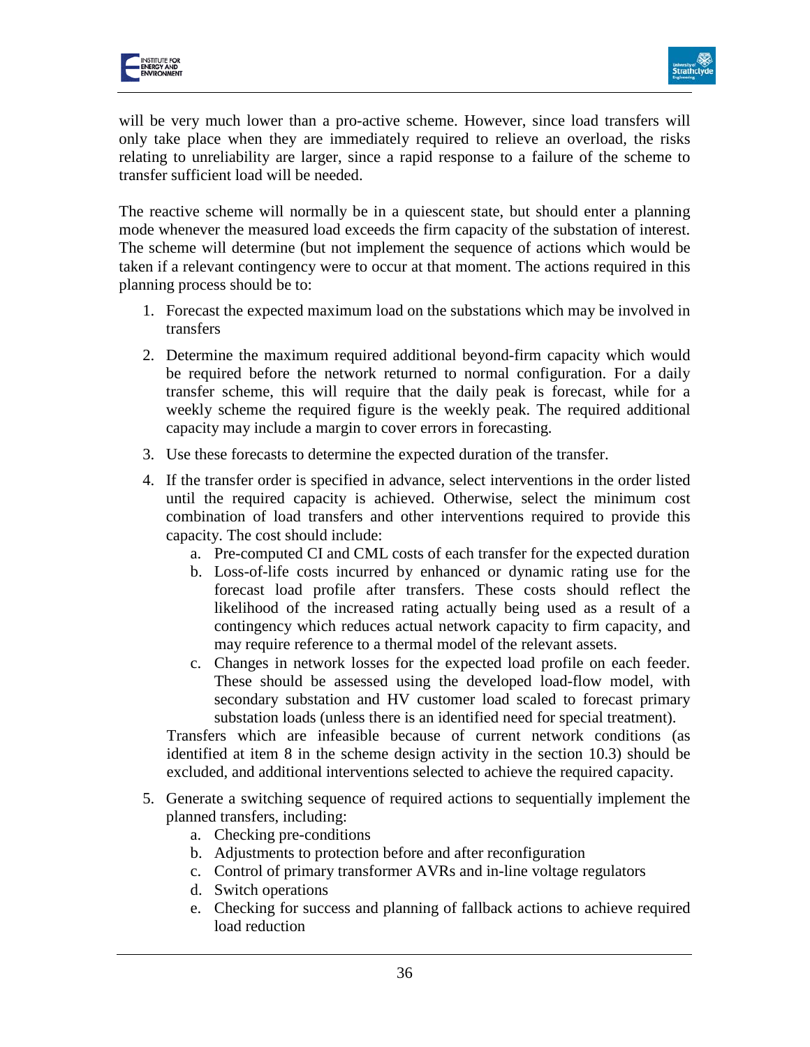will be very much lower than a pro-active scheme. However, since load transfers will only take place when they are immediately required to relieve an overload, the risks relating to unreliability are larger, since a rapid response to a failure of the scheme to transfer sufficient load will be needed.

The reactive scheme will normally be in a quiescent state, but should enter a planning mode whenever the measured load exceeds the firm capacity of the substation of interest. The scheme will determine (but not implement the sequence of actions which would be taken if a relevant contingency were to occur at that moment. The actions required in this planning process should be to:

1. Forecast the expected maximum load on the substations which may be involved in transfers
2. Determine the maximum required additional beyond-firm capacity which would be required before the network returned to normal configuration. For a daily transfer scheme, this will require that the daily peak is forecast, while for a weekly scheme the required figure is the weekly peak. The required additional capacity may include a margin to cover errors in forecasting.
3. Use these forecasts to determine the expected duration of the transfer.
4. If the transfer order is specified in advance, select interventions in the order listed until the required capacity is achieved. Otherwise, select the minimum cost combination of load transfers and other interventions required to provide this capacity. The cost should include:
   a. Pre-computed CI and CML costs of each transfer for the expected duration
   b. Loss-of-life costs incurred by enhanced or dynamic rating use for the forecast load profile after transfers. These costs should reflect the likelihood of the increased rating actually being used as a result of a contingency which reduces actual network capacity to firm capacity, and may require reference to a thermal model of the relevant assets.
   c. Changes in network losses for the expected load profile on each feeder. These should be assessed using the developed load-flow model, with secondary substation and HV customer load scaled to forecast primary substation loads (unless there is an identified need for special treatment).

   Transfers which are infeasible because of current network conditions (as identified at item 8 in the scheme design activity in the section 10.3) should be excluded, and additional interventions selected to achieve the required capacity.
5. Generate a switching sequence of required actions to sequentially implement the planned transfers, including:
   a. Checking pre-conditions
   b. Adjustments to protection before and after reconfiguration
   c. Control of primary transformer AVRs and in-line voltage regulators
   d. Switch operations
   e. Checking for success and planning of fallback actions to achieve required load reduction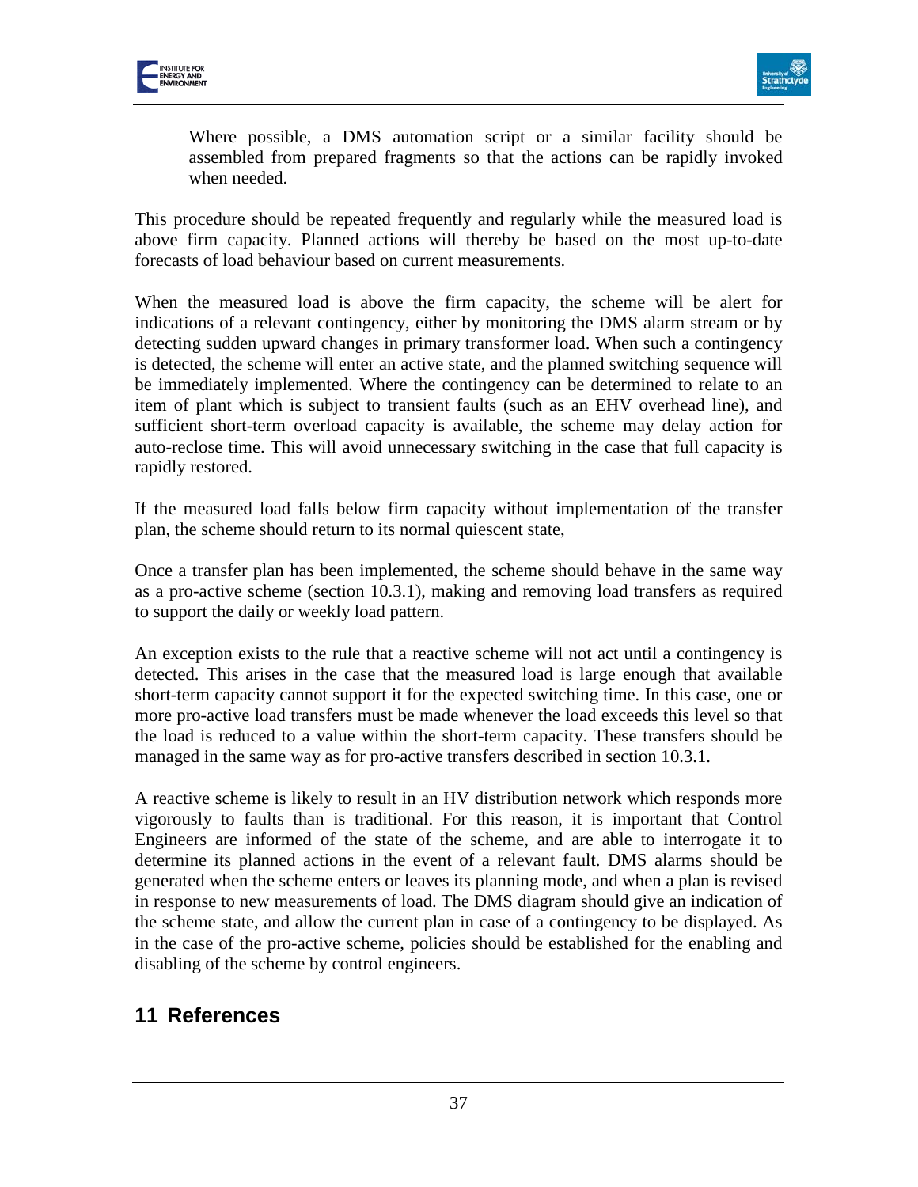Where possible, a DMS automation script or a similar facility should be assembled from prepared fragments so that the actions can be rapidly invoked when needed.

This procedure should be repeated frequently and regularly while the measured load is above firm capacity. Planned actions will thereby be based on the most up-to-date forecasts of load behaviour based on current measurements.

When the measured load is above the firm capacity, the scheme will be alert for indications of a relevant contingency, either by monitoring the DMS alarm stream or by detecting sudden upward changes in primary transformer load. When such a contingency is detected, the scheme will enter an active state, and the planned switching sequence will be immediately implemented. Where the contingency can be determined to relate to an item of plant which is subject to transient faults (such as an EHV overhead line), and sufficient short-term overload capacity is available, the scheme may delay action for auto-reclose time. This will avoid unnecessary switching in the case that full capacity is rapidly restored.

If the measured load falls below firm capacity without implementation of the transfer plan, the scheme should return to its normal quiescent state,

Once a transfer plan has been implemented, the scheme should behave in the same way as a pro-active scheme (section 10.3.1), making and removing load transfers as required to support the daily or weekly load pattern.

An exception exists to the rule that a reactive scheme will not act until a contingency is detected. This arises in the case that the measured load is large enough that available short-term capacity cannot support it for the expected switching time. In this case, one or more pro-active load transfers must be made whenever the load exceeds this level so that the load is reduced to a value within the short-term capacity. These transfers should be managed in the same way as for pro-active transfers described in section 10.3.1.

A reactive scheme is likely to result in an HV distribution network which responds more vigorously to faults than is traditional. For this reason, it is important that Control Engineers are informed of the state of the scheme, and are able to interrogate it to determine its planned actions in the event of a relevant fault. DMS alarms should be generated when the scheme enters or leaves its planning mode, and when a plan is revised in response to new measurements of load. The DMS diagram should give an indication of the scheme state, and allow the current plan in case of a contingency to be displayed. As in the case of the pro-active scheme, policies should be established for the enabling and disabling of the scheme by control engineers.

# 11 References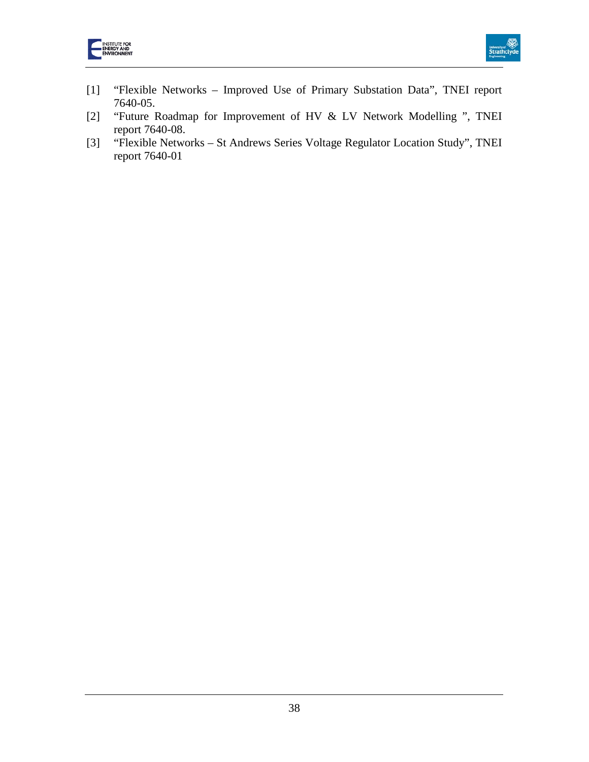[1] "Flexible Networks – Improved Use of Primary Substation Data", TNEI report 7640-05.

[2] "Future Roadmap for Improvement of HV & LV Network Modelling ", TNEI report 7640-08.

[3] "Flexible Networks – St Andrews Series Voltage Regulator Location Study", TNEI report 7640-01